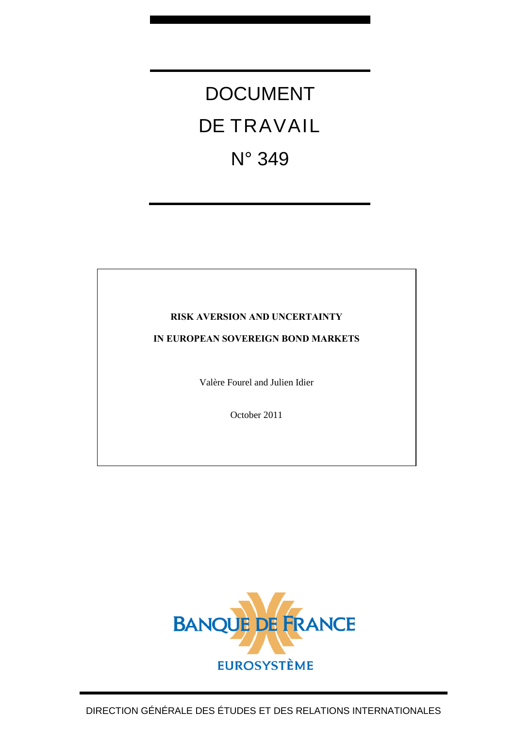# DOCUMENT DE TRAVAIL N° 349

**RISK AVERSION AND UNCERTAINTY IN EUROPEAN SOVEREIGN BOND MARKETS**

Valère Fourel and Julien Idier

October 2011

BANQUE DE FRANCE

EUROSYSTÈME

DIRECTION GÉNÉRALE DES ÉTUDES ET DES RELATIONS INTERNATIONALES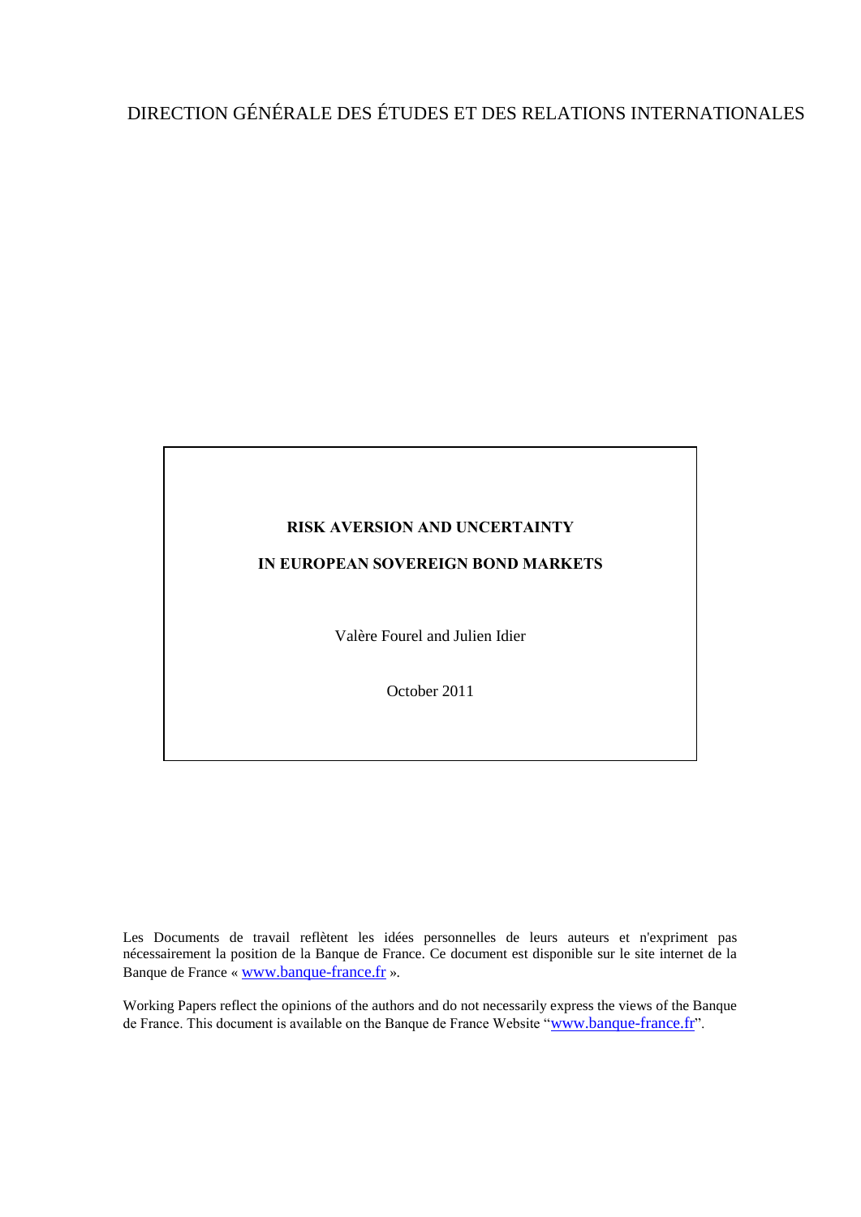DIRECTION GÉNÉRALE DES ÉTUDES ET DES RELATIONS INTERNATIONALES

**RISK AVERSION AND UNCERTAINTY**

**IN EUROPEAN SOVEREIGN BOND MARKETS**

Valère Fourel and Julien Idier

October 2011

Les Documents de travail reflètent les idées personnelles de leurs auteurs et n'expriment pas nécessairement la position de la Banque de France. Ce document est disponible sur le site internet de la Banque de France « www.banque-france.fr ».

Working Papers reflect the opinions of the authors and do not necessarily express the views of the Banque de France. This document is available on the Banque de France Website "www.banque-france.fr".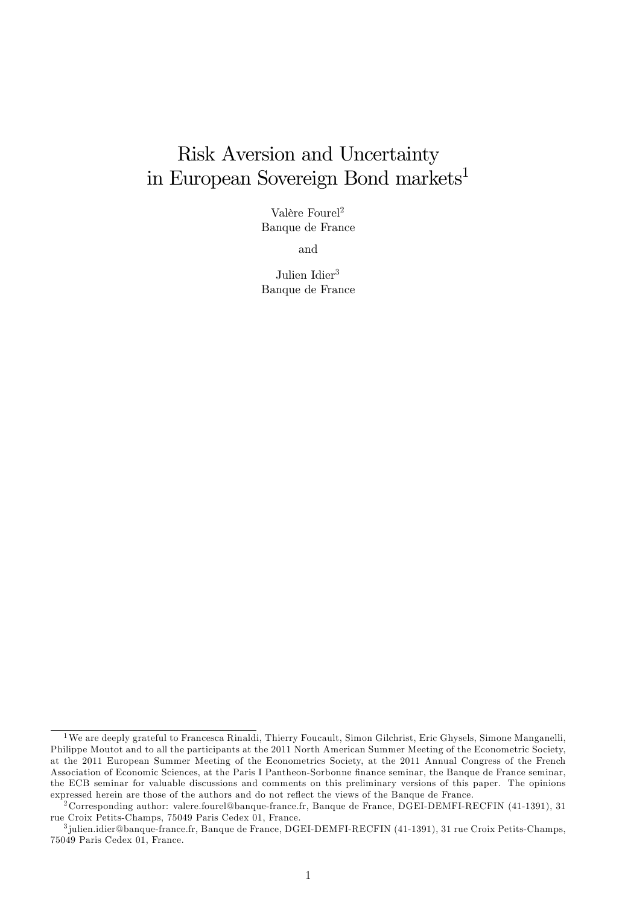# Risk Aversion and Uncertainty in European Sovereign Bond markets[1]

Valère Fourel[2]
Banque de France

and

Julien Idier[3]
Banque de France

[1] We are deeply grateful to Francesca Rinaldi, Thierry Foucault, Simon Gilchrist, Eric Ghysels, Simone Manganelli, Philippe Moutot and to all the participants at the 2011 North American Summer Meeting of the Econometric Society, at the 2011 European Summer Meeting of the Econometrics Society, at the 2011 Annual Congress of the French Association of Economic Sciences, at the Paris I Pantheon-Sorbonne finance seminar, the Banque de France seminar, the ECB seminar for valuable discussions and comments on this preliminary versions of this paper. The opinions expressed herein are those of the authors and do not reflect the views of the Banque de France.

[2] Corresponding author: valere.fourel@banque-france.fr, Banque de France, DGEI-DEMFI-RECFIN (41-1391), 31 rue Croix Petits-Champs, 75049 Paris Cedex 01, France.

[3] julien.idier@banque-france.fr, Banque de France, DGEI-DEMFI-RECFIN (41-1391), 31 rue Croix Petits-Champs, 75049 Paris Cedex 01, France.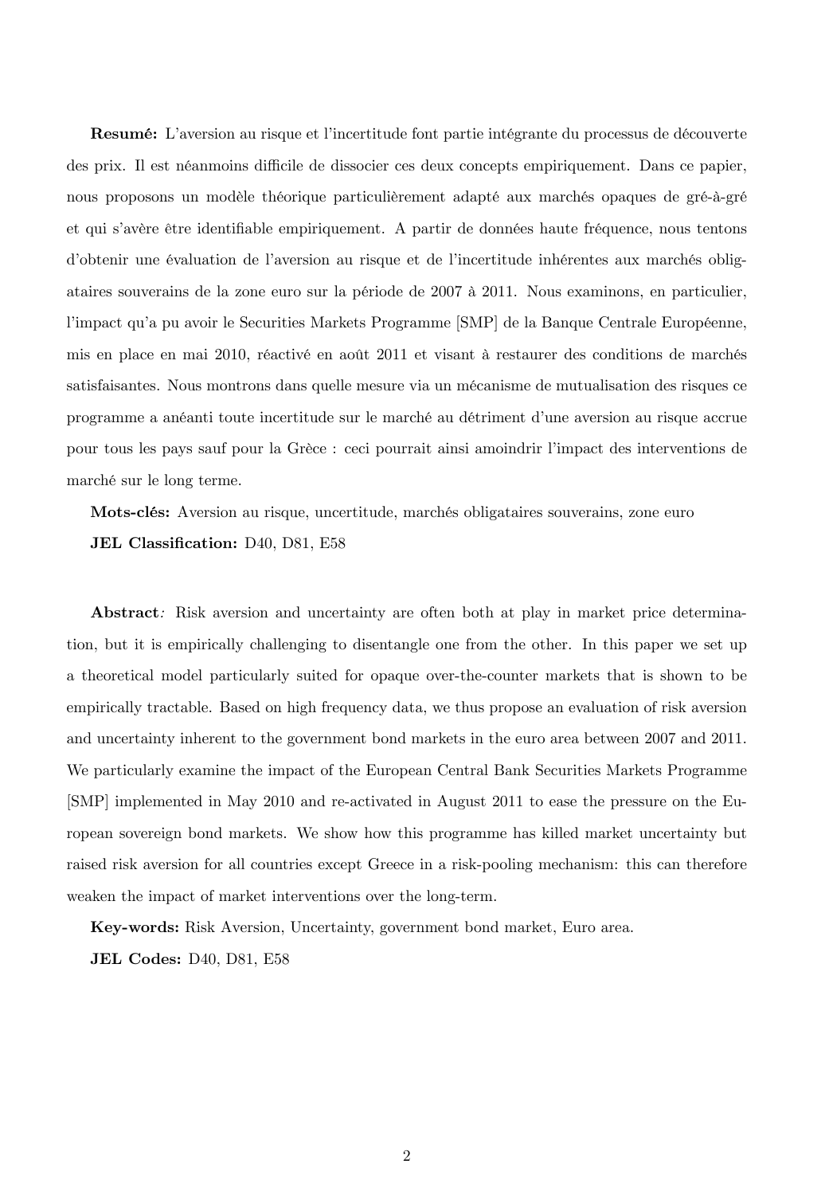**Resumé:** L'aversion au risque et l'incertitude font partie intégrante du processus de découverte des prix. Il est néanmoins difficile de dissocier ces deux concepts empiriquement. Dans ce papier, nous proposons un modèle théorique particulièrement adapté aux marchés opaques de gré-à-gré et qui s'avère être identifiable empiriquement. A partir de données haute fréquence, nous tentons d'obtenir une évaluation de l'aversion au risque et de l'incertitude inhérentes aux marchés obligataires souverains de la zone euro sur la période de 2007 à 2011. Nous examinons, en particulier, l'impact qu'a pu avoir le Securities Markets Programme [SMP] de la Banque Centrale Européenne, mis en place en mai 2010, réactivé en août 2011 et visant à restaurer des conditions de marchés satisfaisantes. Nous montrons dans quelle mesure via un mécanisme de mutualisation des risques ce programme a anéanti toute incertitude sur le marché au détriment d'une aversion au risque accrue pour tous les pays sauf pour la Grèce : ceci pourrait ainsi amoindrir l'impact des interventions de marché sur le long terme.

**Mots-clés:** Aversion au risque, uncertitude, marchés obligataires souverains, zone euro

**JEL Classification:** D40, D81, E58

**Abstract***:* Risk aversion and uncertainty are often both at play in market price determination, but it is empirically challenging to disentangle one from the other. In this paper we set up a theoretical model particularly suited for opaque over-the-counter markets that is shown to be empirically tractable. Based on high frequency data, we thus propose an evaluation of risk aversion and uncertainty inherent to the government bond markets in the euro area between 2007 and 2011. We particularly examine the impact of the European Central Bank Securities Markets Programme [SMP] implemented in May 2010 and re-activated in August 2011 to ease the pressure on the European sovereign bond markets. We show how this programme has killed market uncertainty but raised risk aversion for all countries except Greece in a risk-pooling mechanism: this can therefore weaken the impact of market interventions over the long-term.

**Key-words:** Risk Aversion, Uncertainty, government bond market, Euro area.

**JEL Codes:** D40, D81, E58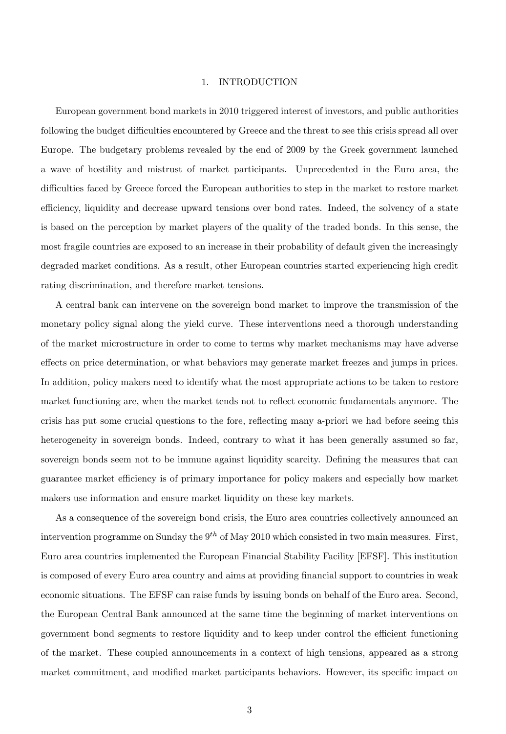# 1. INTRODUCTION

European government bond markets in 2010 triggered interest of investors, and public authorities following the budget difficulties encountered by Greece and the threat to see this crisis spread all over Europe. The budgetary problems revealed by the end of 2009 by the Greek government launched a wave of hostility and mistrust of market participants. Unprecedented in the Euro area, the difficulties faced by Greece forced the European authorities to step in the market to restore market efficiency, liquidity and decrease upward tensions over bond rates. Indeed, the solvency of a state is based on the perception by market players of the quality of the traded bonds. In this sense, the most fragile countries are exposed to an increase in their probability of default given the increasingly degraded market conditions. As a result, other European countries started experiencing high credit rating discrimination, and therefore market tensions.

A central bank can intervene on the sovereign bond market to improve the transmission of the monetary policy signal along the yield curve. These interventions need a thorough understanding of the market microstructure in order to come to terms why market mechanisms may have adverse effects on price determination, or what behaviors may generate market freezes and jumps in prices. In addition, policy makers need to identify what the most appropriate actions to be taken to restore market functioning are, when the market tends not to reflect economic fundamentals anymore. The crisis has put some crucial questions to the fore, reflecting many a-priori we had before seeing this heterogeneity in sovereign bonds. Indeed, contrary to what it has been generally assumed so far, sovereign bonds seem not to be immune against liquidity scarcity. Defining the measures that can guarantee market efficiency is of primary importance for policy makers and especially how market makers use information and ensure market liquidity on these key markets.

As a consequence of the sovereign bond crisis, the Euro area countries collectively announced an intervention programme on Sunday the $9^{th}$ of May 2010 which consisted in two main measures. First, Euro area countries implemented the European Financial Stability Facility [EFSF]. This institution is composed of every Euro area country and aims at providing financial support to countries in weak economic situations. The EFSF can raise funds by issuing bonds on behalf of the Euro area. Second, the European Central Bank announced at the same time the beginning of market interventions on government bond segments to restore liquidity and to keep under control the efficient functioning of the market. These coupled announcements in a context of high tensions, appeared as a strong market commitment, and modified market participants behaviors. However, its specific impact on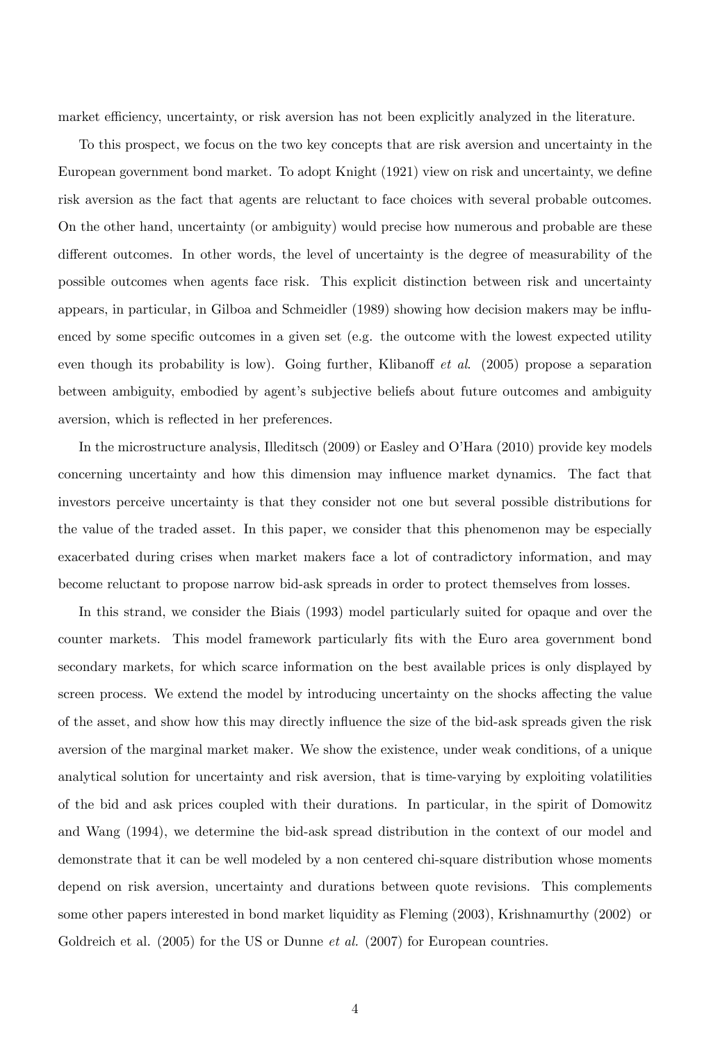market efficiency, uncertainty, or risk aversion has not been explicitly analyzed in the literature.

To this prospect, we focus on the two key concepts that are risk aversion and uncertainty in the European government bond market. To adopt Knight (1921) view on risk and uncertainty, we define risk aversion as the fact that agents are reluctant to face choices with several probable outcomes. On the other hand, uncertainty (or ambiguity) would precise how numerous and probable are these different outcomes. In other words, the level of uncertainty is the degree of measurability of the possible outcomes when agents face risk. This explicit distinction between risk and uncertainty appears, in particular, in Gilboa and Schmeidler (1989) showing how decision makers may be influenced by some specific outcomes in a given set (e.g. the outcome with the lowest expected utility even though its probability is low). Going further, Klibanoff *et al*. (2005) propose a separation between ambiguity, embodied by agent's subjective beliefs about future outcomes and ambiguity aversion, which is reflected in her preferences.

In the microstructure analysis, Illeditsch (2009) or Easley and O'Hara (2010) provide key models concerning uncertainty and how this dimension may influence market dynamics. The fact that investors perceive uncertainty is that they consider not one but several possible distributions for the value of the traded asset. In this paper, we consider that this phenomenon may be especially exacerbated during crises when market makers face a lot of contradictory information, and may become reluctant to propose narrow bid-ask spreads in order to protect themselves from losses.

In this strand, we consider the Biais (1993) model particularly suited for opaque and over the counter markets. This model framework particularly fits with the Euro area government bond secondary markets, for which scarce information on the best available prices is only displayed by screen process. We extend the model by introducing uncertainty on the shocks affecting the value of the asset, and show how this may directly influence the size of the bid-ask spreads given the risk aversion of the marginal market maker. We show the existence, under weak conditions, of a unique analytical solution for uncertainty and risk aversion, that is time-varying by exploiting volatilities of the bid and ask prices coupled with their durations. In particular, in the spirit of Domowitz and Wang (1994), we determine the bid-ask spread distribution in the context of our model and demonstrate that it can be well modeled by a non centered chi-square distribution whose moments depend on risk aversion, uncertainty and durations between quote revisions. This complements some other papers interested in bond market liquidity as Fleming (2003), Krishnamurthy (2002) or Goldreich et al. (2005) for the US or Dunne *et al.* (2007) for European countries.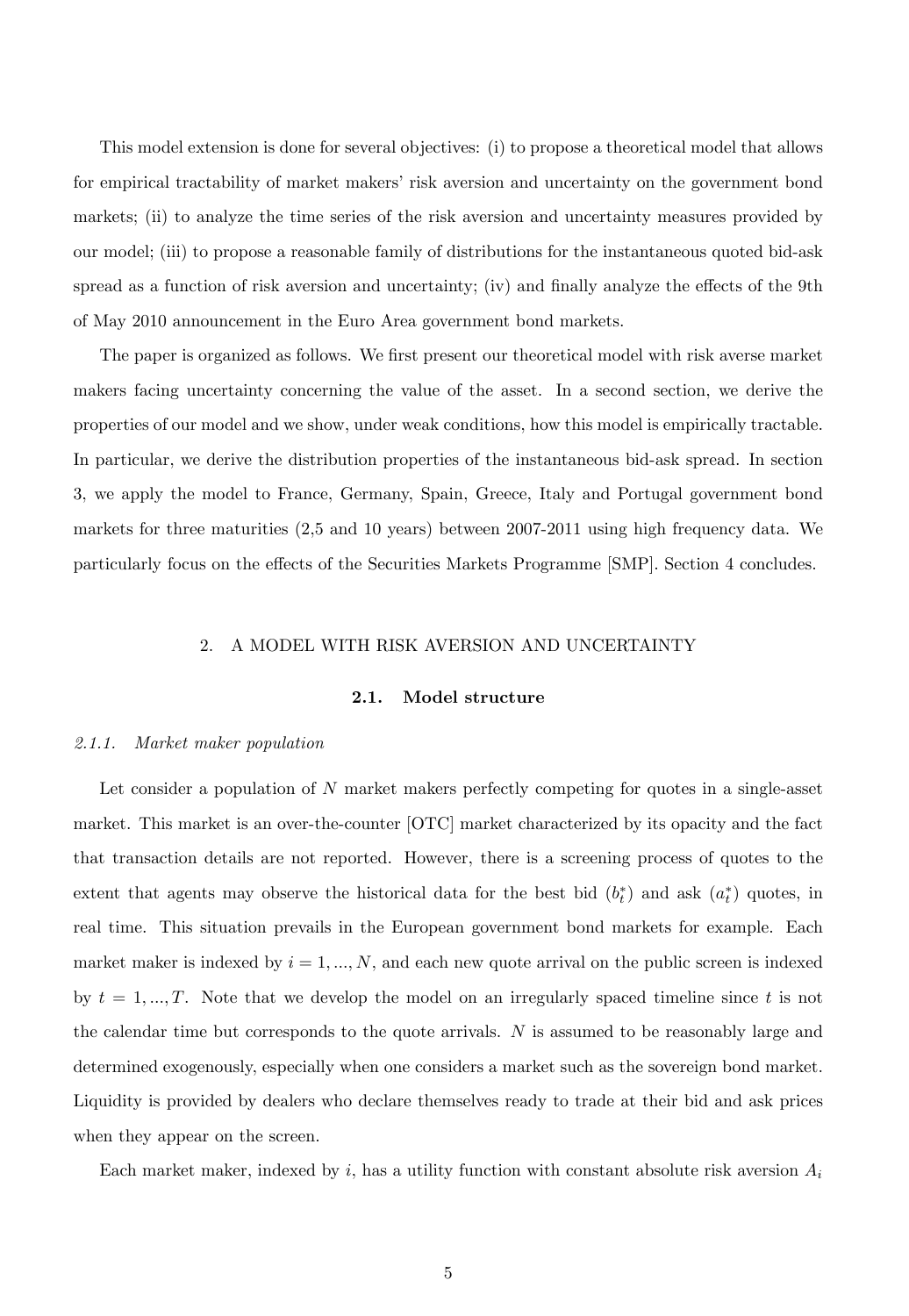This model extension is done for several objectives: (i) to propose a theoretical model that allows for empirical tractability of market makers' risk aversion and uncertainty on the government bond markets; (ii) to analyze the time series of the risk aversion and uncertainty measures provided by our model; (iii) to propose a reasonable family of distributions for the instantaneous quoted bid-ask spread as a function of risk aversion and uncertainty; (iv) and finally analyze the effects of the 9th of May 2010 announcement in the Euro Area government bond markets.

The paper is organized as follows. We first present our theoretical model with risk averse market makers facing uncertainty concerning the value of the asset. In a second section, we derive the properties of our model and we show, under weak conditions, how this model is empirically tractable. In particular, we derive the distribution properties of the instantaneous bid-ask spread. In section 3, we apply the model to France, Germany, Spain, Greece, Italy and Portugal government bond markets for three maturities (2,5 and 10 years) between 2007-2011 using high frequency data. We particularly focus on the effects of the Securities Markets Programme [SMP]. Section 4 concludes.

## 2. A MODEL WITH RISK AVERSION AND UNCERTAINTY

### 2.1. Model structure

#### *2.1.1. Market maker population*

Let consider a population of $N$ market makers perfectly competing for quotes in a single-asset market. This market is an over-the-counter [OTC] market characterized by its opacity and the fact that transaction details are not reported. However, there is a screening process of quotes to the extent that agents may observe the historical data for the best bid ($b_t^*$) and ask ($a_t^*$) quotes, in real time. This situation prevails in the European government bond markets for example. Each market maker is indexed by $i = 1, ..., N$, and each new quote arrival on the public screen is indexed by $t = 1, ..., T$. Note that we develop the model on an irregularly spaced timeline since $t$ is not the calendar time but corresponds to the quote arrivals. $N$ is assumed to be reasonably large and determined exogenously, especially when one considers a market such as the sovereign bond market. Liquidity is provided by dealers who declare themselves ready to trade at their bid and ask prices when they appear on the screen.

Each market maker, indexed by $i$, has a utility function with constant absolute risk aversion $A_i$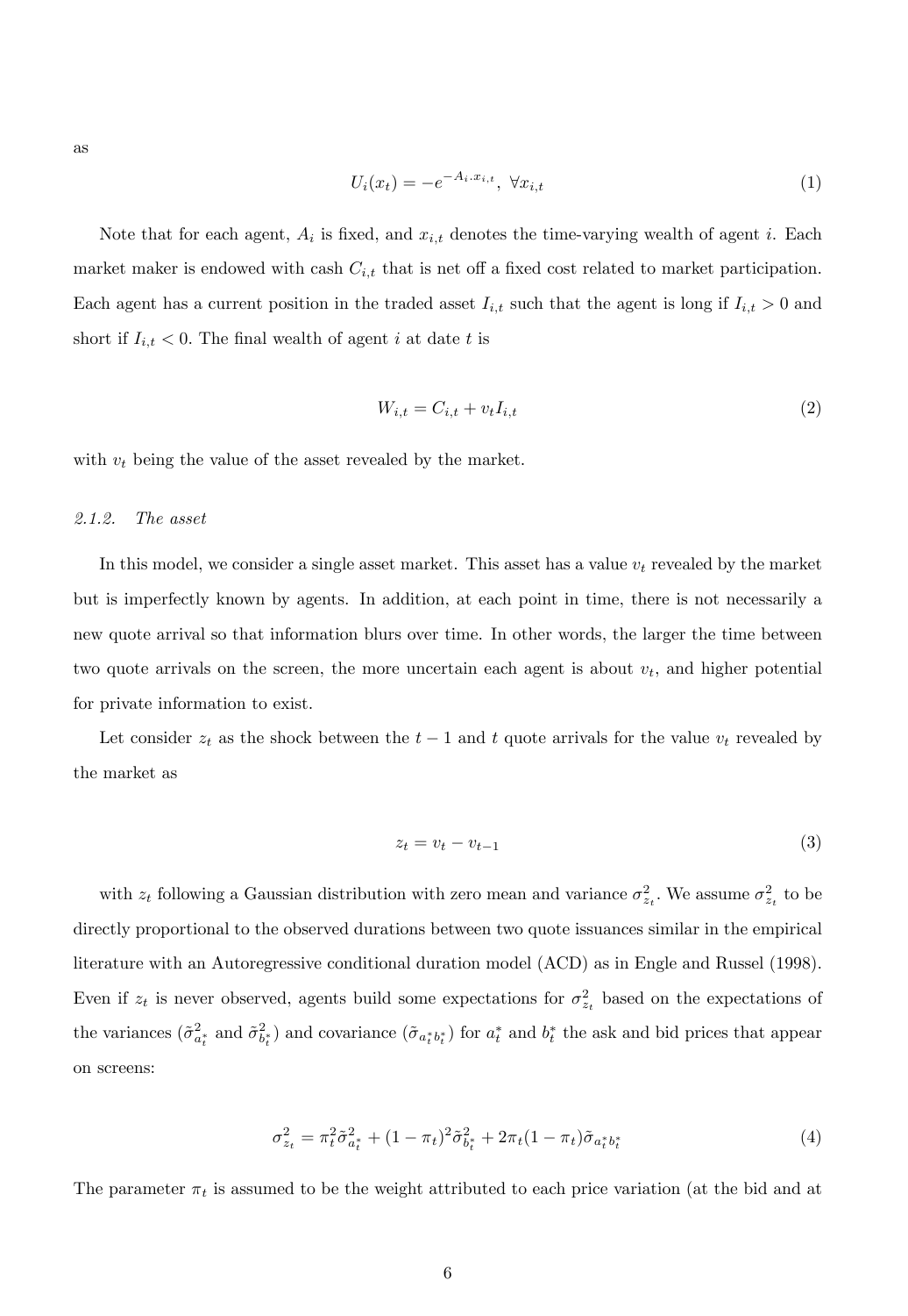as

$$U_i(x_t) = -e^{-A_i.x_{i,t}}, \ \forall x_{i,t} \tag{1}$$

Note that for each agent, $A_i$ is fixed, and $x_{i,t}$ denotes the time-varying wealth of agent $i$. Each market maker is endowed with cash $C_{i,t}$ that is net off a fixed cost related to market participation. Each agent has a current position in the traded asset $I_{i,t}$ such that the agent is long if $I_{i,t} > 0$ and short if $I_{i,t} < 0$. The final wealth of agent $i$ at date $t$ is

$$W_{i,t} = C_{i,t} + v_t I_{i,t} \tag{2}$$

with $v_t$ being the value of the asset revealed by the market.

### *2.1.2. The asset*

In this model, we consider a single asset market. This asset has a value $v_t$ revealed by the market but is imperfectly known by agents. In addition, at each point in time, there is not necessarily a new quote arrival so that information blurs over time. In other words, the larger the time between two quote arrivals on the screen, the more uncertain each agent is about $v_t$, and higher potential for private information to exist.

Let consider $z_t$ as the shock between the $t-1$ and $t$ quote arrivals for the value $v_t$ revealed by the market as

$$z_t = v_t - v_{t-1} \tag{3}$$

with $z_t$ following a Gaussian distribution with zero mean and variance $\sigma^2_{z_t}$. We assume $\sigma^2_{z_t}$ to be directly proportional to the observed durations between two quote issuances similar in the empirical literature with an Autoregressive conditional duration model (ACD) as in Engle and Russel (1998). Even if $z_t$ is never observed, agents build some expectations for $\sigma^2_{z_t}$ based on the expectations of the variances ($\tilde{\sigma}^2_{a^*_t}$ and $\tilde{\sigma}^2_{b^*_t}$) and covariance ($\tilde{\sigma}_{a^*_t b^*_t}$) for $a^*_t$ and $b^*_t$ the ask and bid prices that appear on screens:

$$\sigma^2_{z_t} = \pi^2_t \tilde{\sigma}^2_{a^*_t} + (1-\pi_t)^2 \tilde{\sigma}^2_{b^*_t} + 2\pi_t(1-\pi_t)\tilde{\sigma}_{a^*_t b^*_t} \tag{4}$$

The parameter $\pi_t$ is assumed to be the weight attributed to each price variation (at the bid and at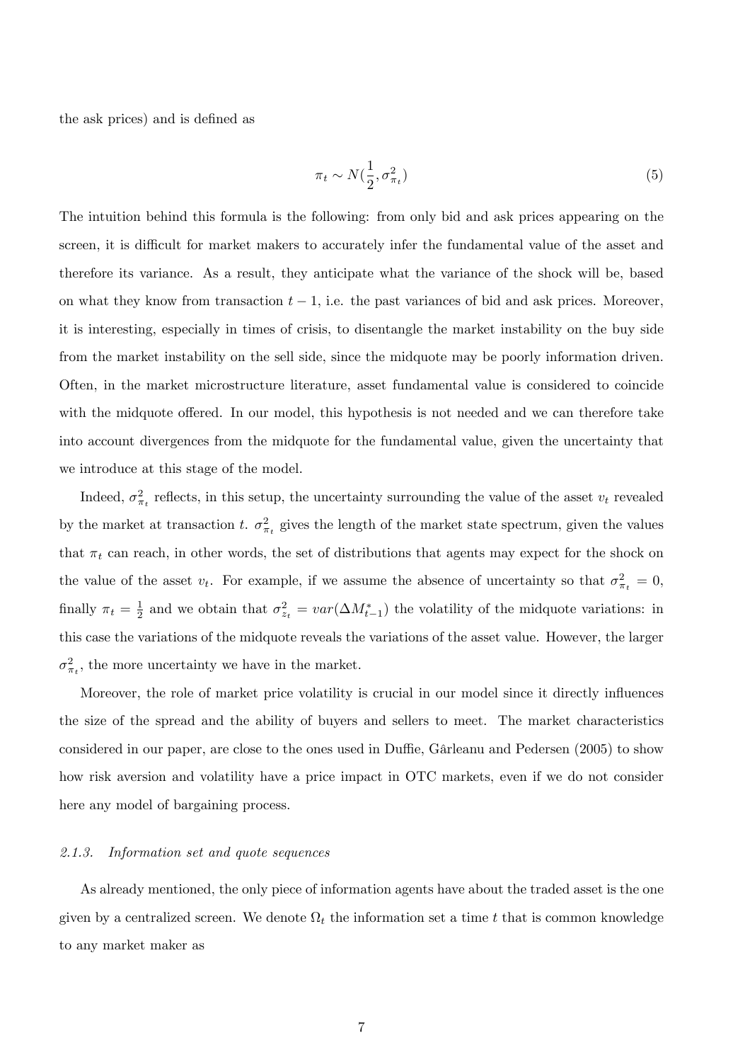the ask prices) and is defined as

$$\pi_t \sim N(\frac{1}{2}, \sigma^2_{\pi_t}) \tag{5}$$

The intuition behind this formula is the following: from only bid and ask prices appearing on the screen, it is difficult for market makers to accurately infer the fundamental value of the asset and therefore its variance. As a result, they anticipate what the variance of the shock will be, based on what they know from transaction $t-1$, i.e. the past variances of bid and ask prices. Moreover, it is interesting, especially in times of crisis, to disentangle the market instability on the buy side from the market instability on the sell side, since the midquote may be poorly information driven. Often, in the market microstructure literature, asset fundamental value is considered to coincide with the midquote offered. In our model, this hypothesis is not needed and we can therefore take into account divergences from the midquote for the fundamental value, given the uncertainty that we introduce at this stage of the model.

Indeed, $\sigma^2_{\pi_t}$ reflects, in this setup, the uncertainty surrounding the value of the asset $v_t$ revealed by the market at transaction $t$. $\sigma^2_{\pi_t}$ gives the length of the market state spectrum, given the values that $\pi_t$ can reach, in other words, the set of distributions that agents may expect for the shock on the value of the asset $v_t$. For example, if we assume the absence of uncertainty so that $\sigma^2_{\pi_t} = 0$, finally $\pi_t = \frac{1}{2}$ and we obtain that $\sigma^2_{z_t} = var(\Delta M^*_{t-1})$ the volatility of the midquote variations: in this case the variations of the midquote reveals the variations of the asset value. However, the larger $\sigma^2_{\pi_t}$, the more uncertainty we have in the market.

Moreover, the role of market price volatility is crucial in our model since it directly influences the size of the spread and the ability of buyers and sellers to meet. The market characteristics considered in our paper, are close to the ones used in Duffie, Gârleanu and Pedersen (2005) to show how risk aversion and volatility have a price impact in OTC markets, even if we do not consider here any model of bargaining process.

#### *2.1.3. Information set and quote sequences*

As already mentioned, the only piece of information agents have about the traded asset is the one given by a centralized screen. We denote $\Omega_t$ the information set a time $t$ that is common knowledge to any market maker as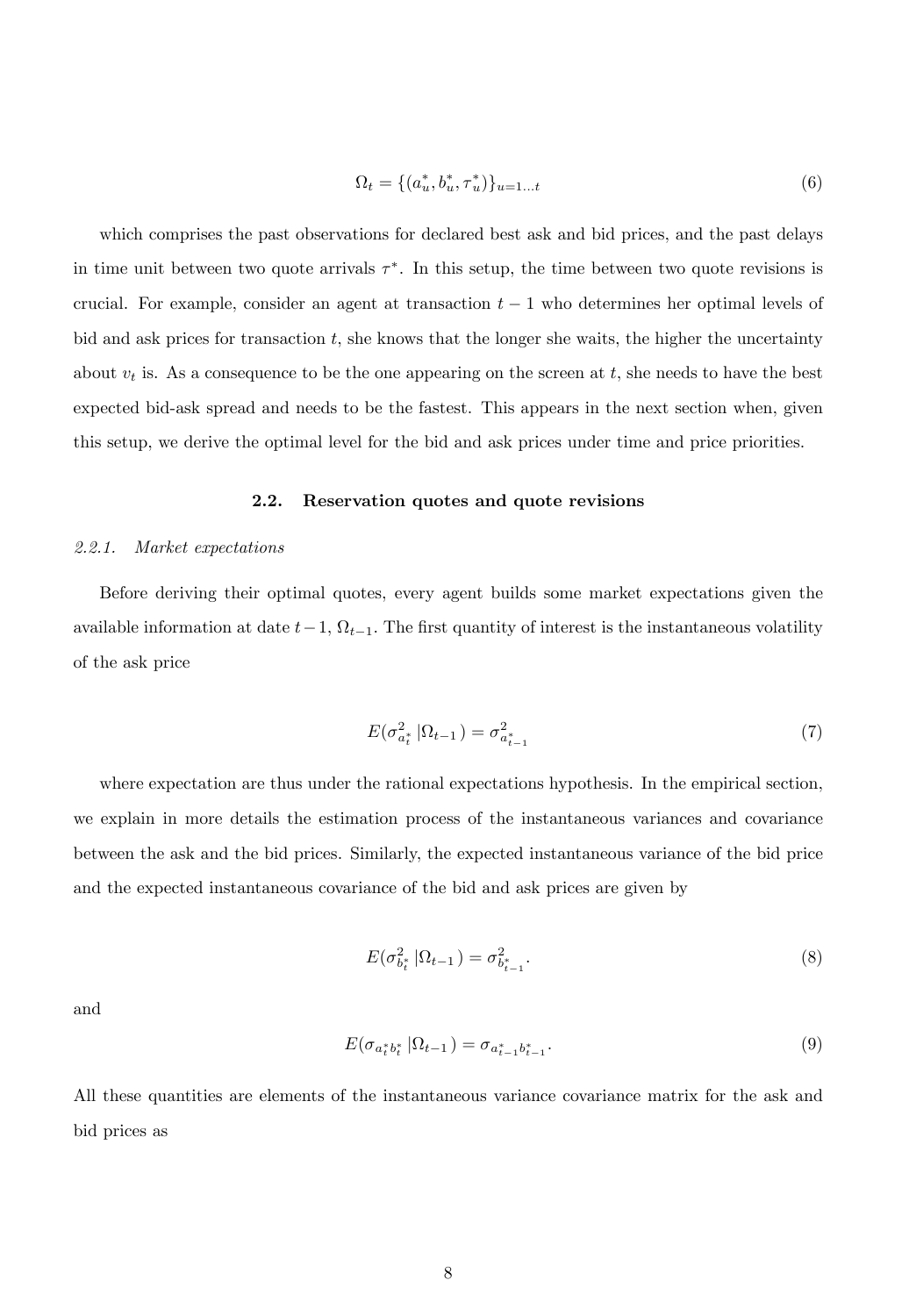$$\Omega_t = \{(a_u^*, b_u^*, \tau_u^*)\}_{u=1\ldots t} \tag{6}$$

which comprises the past observations for declared best ask and bid prices, and the past delays in time unit between two quote arrivals $\tau^*$. In this setup, the time between two quote revisions is crucial. For example, consider an agent at transaction $t-1$ who determines her optimal levels of bid and ask prices for transaction $t$, she knows that the longer she waits, the higher the uncertainty about $v_t$ is. As a consequence to be the one appearing on the screen at $t$, she needs to have the best expected bid-ask spread and needs to be the fastest. This appears in the next section when, given this setup, we derive the optimal level for the bid and ask prices under time and price priorities.

## 2.2. Reservation quotes and quote revisions

### *2.2.1. Market expectations*

Before deriving their optimal quotes, every agent builds some market expectations given the available information at date $t-1$, $\Omega_{t-1}$. The first quantity of interest is the instantaneous volatility of the ask price

$$E(\sigma^2_{a_t^*}\,|\Omega_{t-1}) = \sigma^2_{a_{t-1}^*} \tag{7}$$

where expectation are thus under the rational expectations hypothesis. In the empirical section, we explain in more details the estimation process of the instantaneous variances and covariance between the ask and the bid prices. Similarly, the expected instantaneous variance of the bid price and the expected instantaneous covariance of the bid and ask prices are given by

$$E(\sigma^2_{b_t^*}\,|\Omega_{t-1}) = \sigma^2_{b_{t-1}^*}. \tag{8}$$

and

$$E(\sigma_{a_t^* b_t^*}\,|\Omega_{t-1}) = \sigma_{a_{t-1}^* b_{t-1}^*}. \tag{9}$$

All these quantities are elements of the instantaneous variance covariance matrix for the ask and bid prices as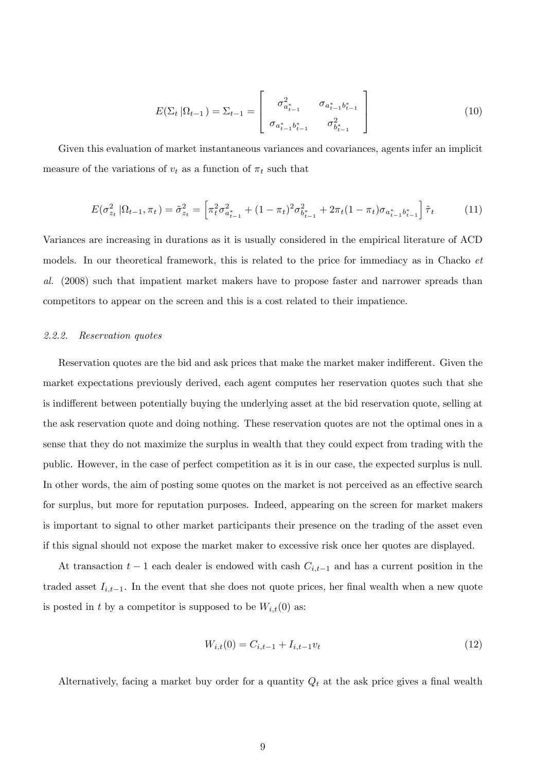$$E(\Sigma_t | \Omega_{t-1}) = \Sigma_{t-1} = \begin{bmatrix} \sigma^2_{a^*_{t-1}} & \sigma_{a^*_{t-1} b^*_{t-1}} \\ \sigma_{a^*_{t-1} b^*_{t-1}} & \sigma^2_{b^*_{t-1}} \end{bmatrix} \tag{10}$$

Given this evaluation of market instantaneous variances and covariances, agents infer an implicit measure of the variations of $v_t$ as a function of $\pi_t$ such that

$$E(\sigma^2_{z_t} | \Omega_{t-1}, \pi_t) = \tilde{\sigma}^2_{z_t} = \left[ \pi_t^2 \sigma^2_{a^*_{t-1}} + (1-\pi_t)^2 \sigma^2_{b^*_{t-1}} + 2\pi_t(1-\pi_t)\sigma_{a^*_{t-1} b^*_{t-1}} \right] \tilde{\tau}_t \tag{11}$$

Variances are increasing in durations as it is usually considered in the empirical literature of ACD models. In our theoretical framework, this is related to the price for immediacy as in Chacko *et al.* (2008) such that impatient market makers have to propose faster and narrower spreads than competitors to appear on the screen and this is a cost related to their impatience.

### *2.2.2. Reservation quotes*

Reservation quotes are the bid and ask prices that make the market maker indifferent. Given the market expectations previously derived, each agent computes her reservation quotes such that she is indifferent between potentially buying the underlying asset at the bid reservation quote, selling at the ask reservation quote and doing nothing. These reservation quotes are not the optimal ones in a sense that they do not maximize the surplus in wealth that they could expect from trading with the public. However, in the case of perfect competition as it is in our case, the expected surplus is null. In other words, the aim of posting some quotes on the market is not perceived as an effective search for surplus, but more for reputation purposes. Indeed, appearing on the screen for market makers is important to signal to other market participants their presence on the trading of the asset even if this signal should not expose the market maker to excessive risk once her quotes are displayed.

At transaction $t-1$ each dealer is endowed with cash $C_{i,t-1}$ and has a current position in the traded asset $I_{i,t-1}$. In the event that she does not quote prices, her final wealth when a new quote is posted in $t$ by a competitor is supposed to be $W_{i,t}(0)$ as:

$$W_{i,t}(0) = C_{i,t-1} + I_{i,t-1} v_t \tag{12}$$

Alternatively, facing a market buy order for a quantity $Q_t$ at the ask price gives a final wealth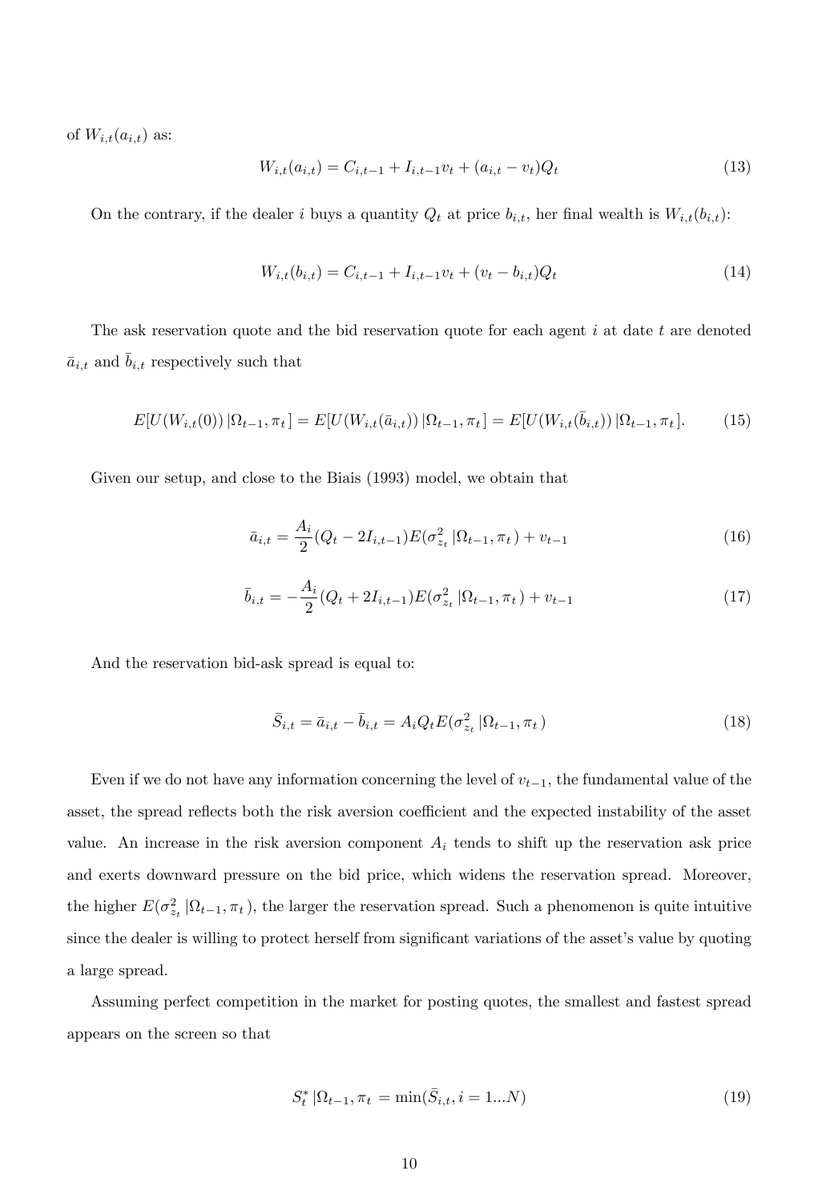of $W_{i,t}(a_{i,t})$ as:

$$W_{i,t}(a_{i,t}) = C_{i,t-1} + I_{i,t-1}v_t + (a_{i,t} - v_t)Q_t \tag{13}$$

On the contrary, if the dealer $i$ buys a quantity $Q_t$ at price $b_{i,t}$, her final wealth is $W_{i,t}(b_{i,t})$:

$$W_{i,t}(b_{i,t}) = C_{i,t-1} + I_{i,t-1}v_t + (v_t - b_{i,t})Q_t \tag{14}$$

The ask reservation quote and the bid reservation quote for each agent $i$ at date $t$ are denoted $\bar{a}_{i,t}$ and $\bar{b}_{i,t}$ respectively such that

$$E[U(W_{i,t}(0))\,|\Omega_{t-1}, \pi_t\,] = E[U(W_{i,t}(\bar{a}_{i,t}))\,|\Omega_{t-1}, \pi_t\,] = E[U(W_{i,t}(\bar{b}_{i,t}))\,|\Omega_{t-1}, \pi_t\,]. \tag{15}$$

Given our setup, and close to the Biais (1993) model, we obtain that

$$\bar{a}_{i,t} = \frac{A_i}{2}(Q_t - 2I_{i,t-1})E(\sigma^2_{z_t}\,|\Omega_{t-1}, \pi_t\,) + v_{t-1} \tag{16}$$

$$\bar{b}_{i,t} = -\frac{A_i}{2}(Q_t + 2I_{i,t-1})E(\sigma^2_{z_t}\,|\Omega_{t-1}, \pi_t\,) + v_{t-1} \tag{17}$$

And the reservation bid-ask spread is equal to:

$$\bar{S}_{i,t} = \bar{a}_{i,t} - \bar{b}_{i,t} = A_i Q_t E(\sigma^2_{z_t}\,|\Omega_{t-1}, \pi_t\,) \tag{18}$$

Even if we do not have any information concerning the level of $v_{t-1}$, the fundamental value of the asset, the spread reflects both the risk aversion coefficient and the expected instability of the asset value. An increase in the risk aversion component $A_i$ tends to shift up the reservation ask price and exerts downward pressure on the bid price, which widens the reservation spread. Moreover, the higher $E(\sigma^2_{z_t}\,|\Omega_{t-1}, \pi_t\,)$, the larger the reservation spread. Such a phenomenon is quite intuitive since the dealer is willing to protect herself from significant variations of the asset's value by quoting a large spread.

Assuming perfect competition in the market for posting quotes, the smallest and fastest spread appears on the screen so that

$$S^*_t\,|\Omega_{t-1}, \pi_t\, = \min(\bar{S}_{i,t}, i = 1...N) \tag{19}$$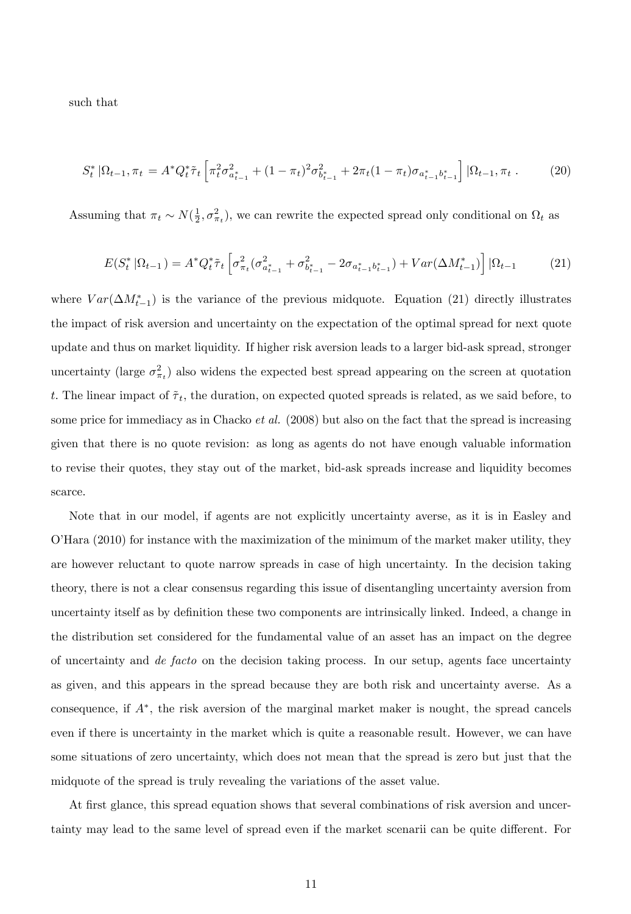such that

$$S_t^* | \Omega_{t-1}, \pi_t = A^* Q_t^* \tilde{\tau}_t \left[ \pi_t^2 \sigma^2_{a^*_{t-1}} + (1-\pi_t)^2 \sigma^2_{b^*_{t-1}} + 2\pi_t(1-\pi_t)\sigma_{a^*_{t-1} b^*_{t-1}} \right] | \Omega_{t-1}, \pi_t \ . \tag{20}$$

Assuming that $\pi_t \sim N(\frac{1}{2}, \sigma^2_{\pi_t})$, we can rewrite the expected spread only conditional on $\Omega_t$ as

$$E(S_t^* | \Omega_{t-1}) = A^* Q_t^* \tilde{\tau}_t \left[ \sigma^2_{\pi_t} (\sigma^2_{a^*_{t-1}} + \sigma^2_{b^*_{t-1}} - 2\sigma_{a^*_{t-1} b^*_{t-1}}) + Var(\Delta M^*_{t-1}) \right] | \Omega_{t-1} \tag{21}$$

where $Var(\Delta M^*_{t-1})$ is the variance of the previous midquote. Equation (21) directly illustrates the impact of risk aversion and uncertainty on the expectation of the optimal spread for next quote update and thus on market liquidity. If higher risk aversion leads to a larger bid-ask spread, stronger uncertainty (large $\sigma^2_{\pi_t}$) also widens the expected best spread appearing on the screen at quotation $t$. The linear impact of $\tilde{\tau}_t$, the duration, on expected quoted spreads is related, as we said before, to some price for immediacy as in Chacko *et al.* (2008) but also on the fact that the spread is increasing given that there is no quote revision: as long as agents do not have enough valuable information to revise their quotes, they stay out of the market, bid-ask spreads increase and liquidity becomes scarce.

Note that in our model, if agents are not explicitly uncertainty averse, as it is in Easley and O'Hara (2010) for instance with the maximization of the minimum of the market maker utility, they are however reluctant to quote narrow spreads in case of high uncertainty. In the decision taking theory, there is not a clear consensus regarding this issue of disentangling uncertainty aversion from uncertainty itself as by definition these two components are intrinsically linked. Indeed, a change in the distribution set considered for the fundamental value of an asset has an impact on the degree of uncertainty and *de facto* on the decision taking process. In our setup, agents face uncertainty as given, and this appears in the spread because they are both risk and uncertainty averse. As a consequence, if $A^*$, the risk aversion of the marginal market maker is nought, the spread cancels even if there is uncertainty in the market which is quite a reasonable result. However, we can have some situations of zero uncertainty, which does not mean that the spread is zero but just that the midquote of the spread is truly revealing the variations of the asset value.

At first glance, this spread equation shows that several combinations of risk aversion and uncertainty may lead to the same level of spread even if the market scenarii can be quite different. For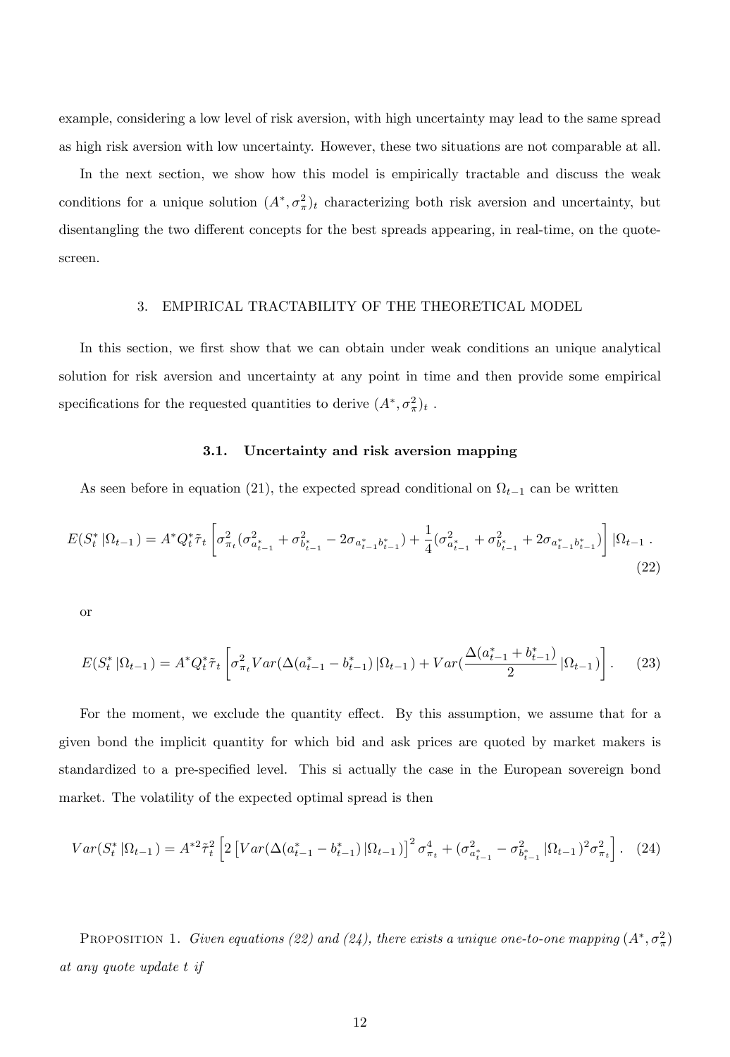example, considering a low level of risk aversion, with high uncertainty may lead to the same spread as high risk aversion with low uncertainty. However, these two situations are not comparable at all.

In the next section, we show how this model is empirically tractable and discuss the weak conditions for a unique solution $(A^*, \sigma^2_\pi)_t$ characterizing both risk aversion and uncertainty, but disentangling the two different concepts for the best spreads appearing, in real-time, on the quote-screen.

## 3. EMPIRICAL TRACTABILITY OF THE THEORETICAL MODEL

In this section, we first show that we can obtain under weak conditions an unique analytical solution for risk aversion and uncertainty at any point in time and then provide some empirical specifications for the requested quantities to derive $(A^*, \sigma^2_\pi)_t$ .

### 3.1. Uncertainty and risk aversion mapping

As seen before in equation (21), the expected spread conditional on $\Omega_{t-1}$ can be written

$$E(S^*_t\,|\Omega_{t-1}) = A^* Q^*_t \tilde{\tau}_t \left[ \sigma^2_{\pi_t}(\sigma^2_{a^*_{t-1}} + \sigma^2_{b^*_{t-1}} - 2\sigma_{a^*_{t-1}b^*_{t-1}}) + \frac{1}{4}(\sigma^2_{a^*_{t-1}} + \sigma^2_{b^*_{t-1}} + 2\sigma_{a^*_{t-1}b^*_{t-1}}) \right] |\Omega_{t-1}\,. \tag{22}$$

or

$$E(S^*_t\,|\Omega_{t-1}) = A^* Q^*_t \tilde{\tau}_t \left[ \sigma^2_{\pi_t} Var(\Delta(a^*_{t-1} - b^*_{t-1})\,|\Omega_{t-1}) + Var(\frac{\Delta(a^*_{t-1} + b^*_{t-1})}{2}\,|\Omega_{t-1}) \right]. \tag{23}$$

For the moment, we exclude the quantity effect. By this assumption, we assume that for a given bond the implicit quantity for which bid and ask prices are quoted by market makers is standardized to a pre-specified level. This si actually the case in the European sovereign bond market. The volatility of the expected optimal spread is then

$$Var(S^*_t\,|\Omega_{t-1}) = A^{*2} \tilde{\tau}^2_t \left[ 2 \left[ Var(\Delta(a^*_{t-1} - b^*_{t-1})\,|\Omega_{t-1}) \right]^2 \sigma^4_{\pi_t} + (\sigma^2_{a^*_{t-1}} - \sigma^2_{b^*_{t-1}}\,|\Omega_{t-1})^2 \sigma^2_{\pi_t} \right]. \tag{24}$$

PROPOSITION 1. *Given equations (22) and (24), there exists a unique one-to-one mapping* $(A^*, \sigma^2_\pi)$ *at any quote update t if*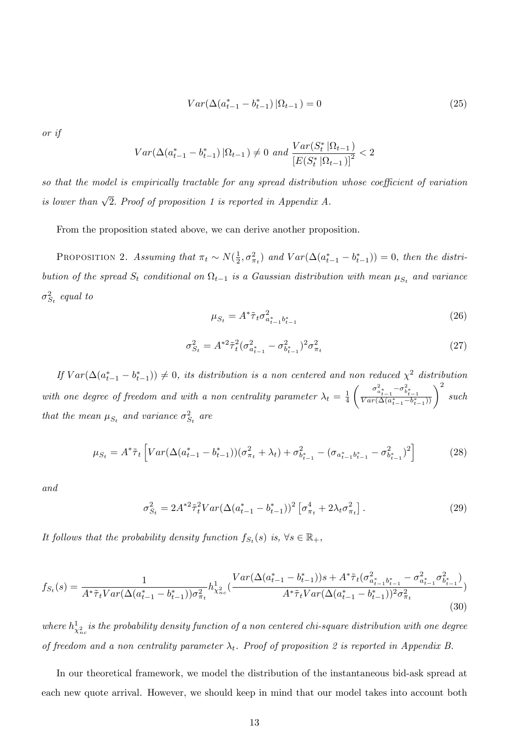$$Var(\Delta(a^*_{t-1} - b^*_{t-1})\,|\Omega_{t-1}) = 0 \tag{25}$$

*or if*

$$Var(\Delta(a^*_{t-1} - b^*_{t-1})\,|\Omega_{t-1}) \neq 0 \text{ and } \frac{Var(S^*_t\,|\Omega_{t-1})}{\left[E(S^*_t\,|\Omega_{t-1})\right]^2} < 2$$

*so that the model is empirically tractable for any spread distribution whose coefficient of variation is lower than $\sqrt{2}$. Proof of proposition 1 is reported in Appendix A.*

From the proposition stated above, we can derive another proposition.

Proposition 2. *Assuming that $\pi_t \sim N(\frac{1}{2}, \sigma^2_{\pi_t})$ and $Var(\Delta(a^*_{t-1} - b^*_{t-1})) = 0$, then the distribution of the spread $S_t$ conditional on $\Omega_{t-1}$ is a Gaussian distribution with mean $\mu_{S_t}$ and variance $\sigma^2_{S_t}$ equal to*

$$\mu_{S_t} = A^* \tilde{\tau}_t \sigma^2_{a^*_{t-1} b^*_{t-1}} \tag{26}$$

$$\sigma^2_{S_t} = A^{*2} \tilde{\tau}^2_t (\sigma^2_{a^*_{t-1}} - \sigma^2_{b^*_{t-1}})^2 \sigma^2_{\pi_t} \tag{27}$$

*If $Var(\Delta(a^*_{t-1} - b^*_{t-1})) \neq 0$, its distribution is a non centered and non reduced $\chi^2$ distribution with one degree of freedom and with a non centrality parameter $\lambda_t = \frac{1}{4}\left(\frac{\sigma^2_{a^*_{t-1}} - \sigma^2_{b^*_{t-1}}}{Var(\Delta(a^*_{t-1} - b^*_{t-1}))}\right)^2$ such that the mean $\mu_{S_t}$ and variance $\sigma^2_{S_t}$ are*

$$\mu_{S_t} = A^* \tilde{\tau}_t \left[ Var(\Delta(a^*_{t-1} - b^*_{t-1}))(\sigma^2_{\pi_t} + \lambda_t) + \sigma^2_{b^*_{t-1}} - (\sigma_{a^*_{t-1} b^*_{t-1}} - \sigma^2_{b^*_{t-1}})^2 \right] \tag{28}$$

*and*

$$\sigma^2_{S_t} = 2A^{*2} \tilde{\tau}^2_t Var(\Delta(a^*_{t-1} - b^*_{t-1}))^2 \left[ \sigma^4_{\pi_t} + 2\lambda_t \sigma^2_{\pi_t} \right]. \tag{29}$$

*It follows that the probability density function $f_{S_t}(s)$ is, $\forall s \in \mathbb{R}_+$,*

$$f_{S_t}(s) = \frac{1}{A^* \tilde{\tau}_t Var(\Delta(a^*_{t-1} - b^*_{t-1}))\sigma^2_{\pi_t}} h^1_{\chi^2_{nc}}\left(\frac{Var(\Delta(a^*_{t-1} - b^*_{t-1}))s + A^* \tilde{\tau}_t (\sigma^2_{a^*_{t-1} b^*_{t-1}} - \sigma^2_{a^*_{t-1}} \sigma^2_{b^*_{t-1}})}{A^* \tilde{\tau}_t Var(\Delta(a^*_{t-1} - b^*_{t-1}))^2 \sigma^2_{\pi_t}}\right) \tag{30}$$

*where $h^1_{\chi^2_{nc}}$ is the probability density function of a non centered chi-square distribution with one degree of freedom and a non centrality parameter $\lambda_t$. Proof of proposition 2 is reported in Appendix B.*

In our theoretical framework, we model the distribution of the instantaneous bid-ask spread at each new quote arrival. However, we should keep in mind that our model takes into account both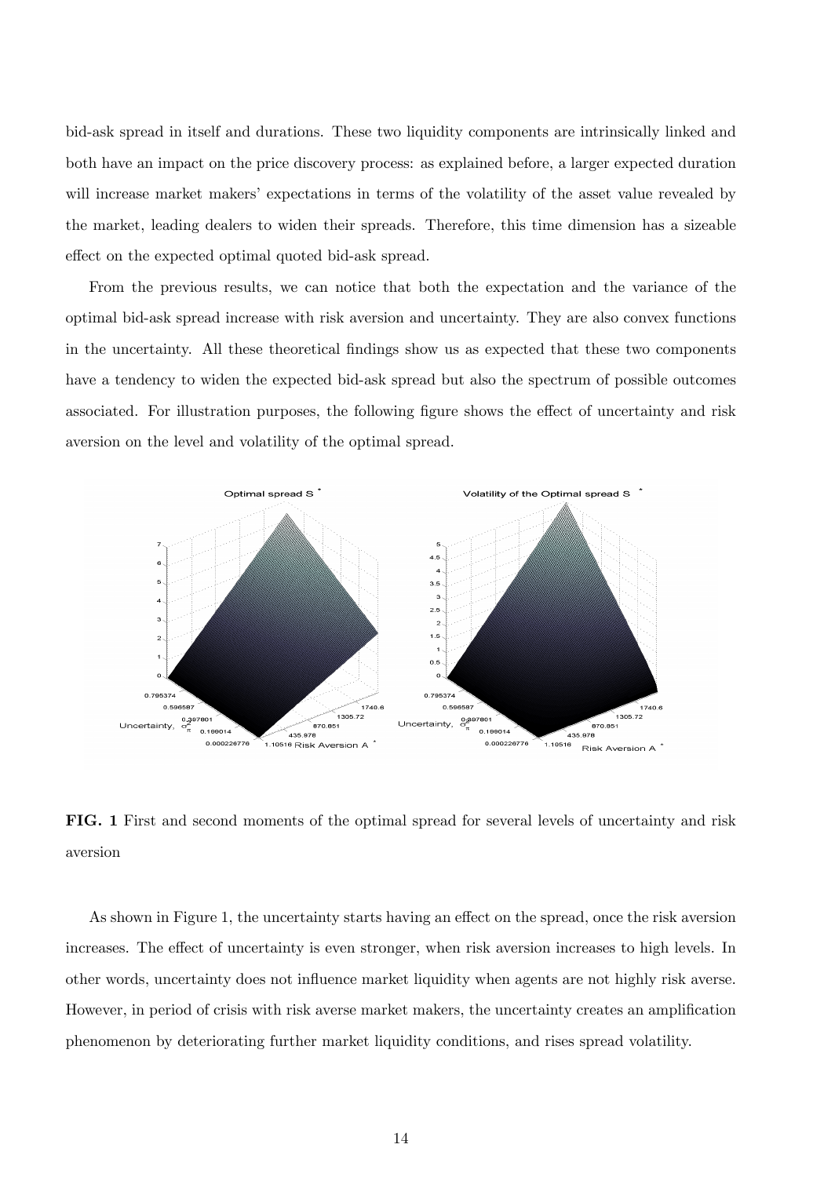bid-ask spread in itself and durations. These two liquidity components are intrinsically linked and both have an impact on the price discovery process: as explained before, a larger expected duration will increase market makers' expectations in terms of the volatility of the asset value revealed by the market, leading dealers to widen their spreads. Therefore, this time dimension has a sizeable effect on the expected optimal quoted bid-ask spread.

From the previous results, we can notice that both the expectation and the variance of the optimal bid-ask spread increase with risk aversion and uncertainty. They are also convex functions in the uncertainty. All these theoretical findings show us as expected that these two components have a tendency to widen the expected bid-ask spread but also the spectrum of possible outcomes associated. For illustration purposes, the following figure shows the effect of uncertainty and risk aversion on the level and volatility of the optimal spread.

Optimal spread $S^*$

7
6
5
4
3
2
1
0

Uncertainty, $\sigma^2_\pi$: 0.000226776, 0.199014, 0.397801, 0.596587, 0.795374

Risk Aversion $A^*$: 1.10516, 435.978, 870.851, 1305.72, 1740.6

Volatility of the Optimal spread $S^*$

5
4.5
4
3.5
3
2.5
2
1.5
1
0.5
0

Uncertainty, $\sigma^2_\pi$: 0.000226776, 0.199014, 0.397801, 0.596587, 0.795374

Risk Aversion $A^*$: 1.10516, 435.978, 870.851, 1305.72, 1740.6

**FIG. 1** First and second moments of the optimal spread for several levels of uncertainty and risk aversion

As shown in Figure 1, the uncertainty starts having an effect on the spread, once the risk aversion increases. The effect of uncertainty is even stronger, when risk aversion increases to high levels. In other words, uncertainty does not influence market liquidity when agents are not highly risk averse. However, in period of crisis with risk averse market makers, the uncertainty creates an amplification phenomenon by deteriorating further market liquidity conditions, and rises spread volatility.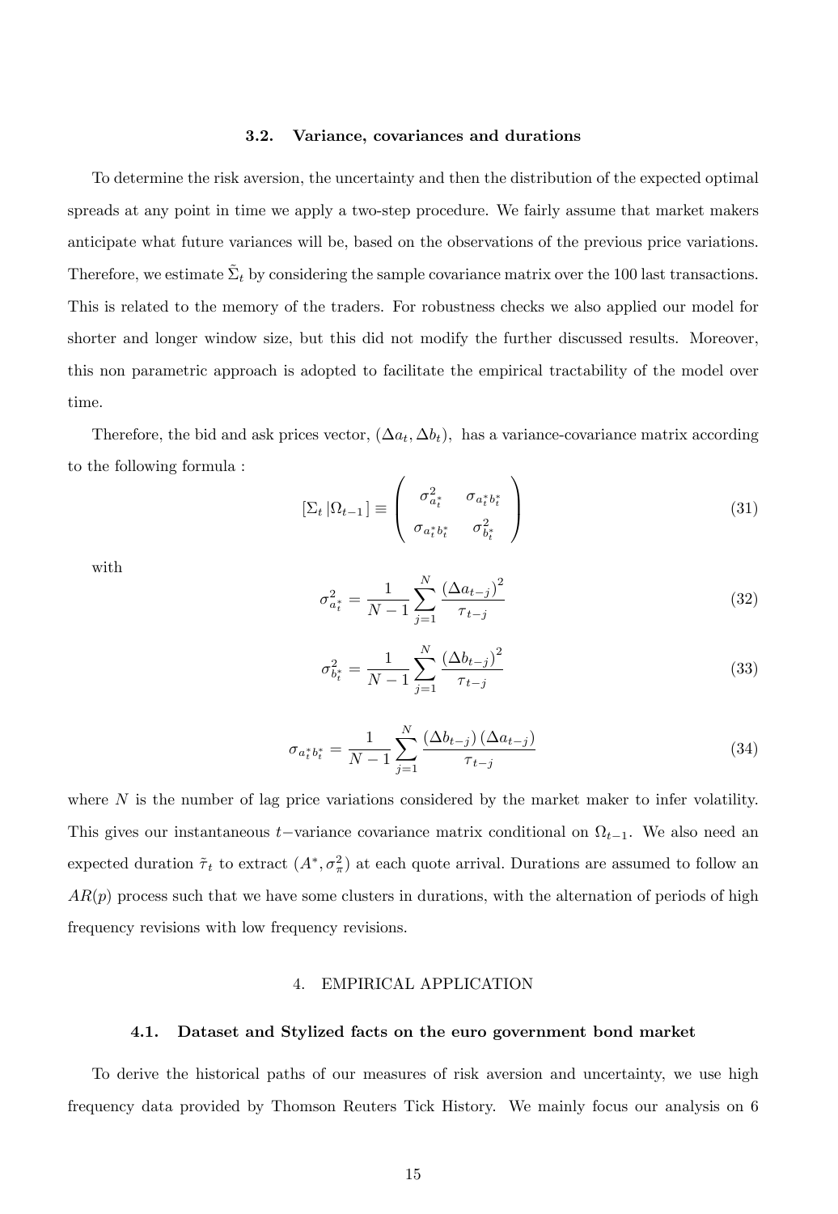### 3.2. Variance, covariances and durations

To determine the risk aversion, the uncertainty and then the distribution of the expected optimal spreads at any point in time we apply a two-step procedure. We fairly assume that market makers anticipate what future variances will be, based on the observations of the previous price variations. Therefore, we estimate $\tilde{\Sigma}_t$ by considering the sample covariance matrix over the 100 last transactions. This is related to the memory of the traders. For robustness checks we also applied our model for shorter and longer window size, but this did not modify the further discussed results. Moreover, this non parametric approach is adopted to facilitate the empirical tractability of the model over time.

Therefore, the bid and ask prices vector, $(\Delta a_t, \Delta b_t)$, has a variance-covariance matrix according to the following formula :

$$[\Sigma_t \,|\Omega_{t-1}] \equiv \begin{pmatrix} \sigma^2_{a^*_t} & \sigma_{a^*_t b^*_t} \\ \sigma_{a^*_t b^*_t} & \sigma^2_{b^*_t} \end{pmatrix} \tag{31}$$

with

$$\sigma^2_{a^*_t} = \frac{1}{N-1} \sum_{j=1}^{N} \frac{(\Delta a_{t-j})^2}{\tau_{t-j}} \tag{32}$$

$$\sigma^2_{b^*_t} = \frac{1}{N-1} \sum_{j=1}^{N} \frac{(\Delta b_{t-j})^2}{\tau_{t-j}} \tag{33}$$

$$\sigma_{a^*_t b^*_t} = \frac{1}{N-1} \sum_{j=1}^{N} \frac{(\Delta b_{t-j})(\Delta a_{t-j})}{\tau_{t-j}} \tag{34}$$

where $N$ is the number of lag price variations considered by the market maker to infer volatility. This gives our instantaneous $t-$variance covariance matrix conditional on $\Omega_{t-1}$. We also need an expected duration $\tilde{\tau}_t$ to extract $(A^*, \sigma^2_{\pi})$ at each quote arrival. Durations are assumed to follow an $AR(p)$ process such that we have some clusters in durations, with the alternation of periods of high frequency revisions with low frequency revisions.

## 4. EMPIRICAL APPLICATION

### 4.1. Dataset and Stylized facts on the euro government bond market

To derive the historical paths of our measures of risk aversion and uncertainty, we use high frequency data provided by Thomson Reuters Tick History. We mainly focus our analysis on 6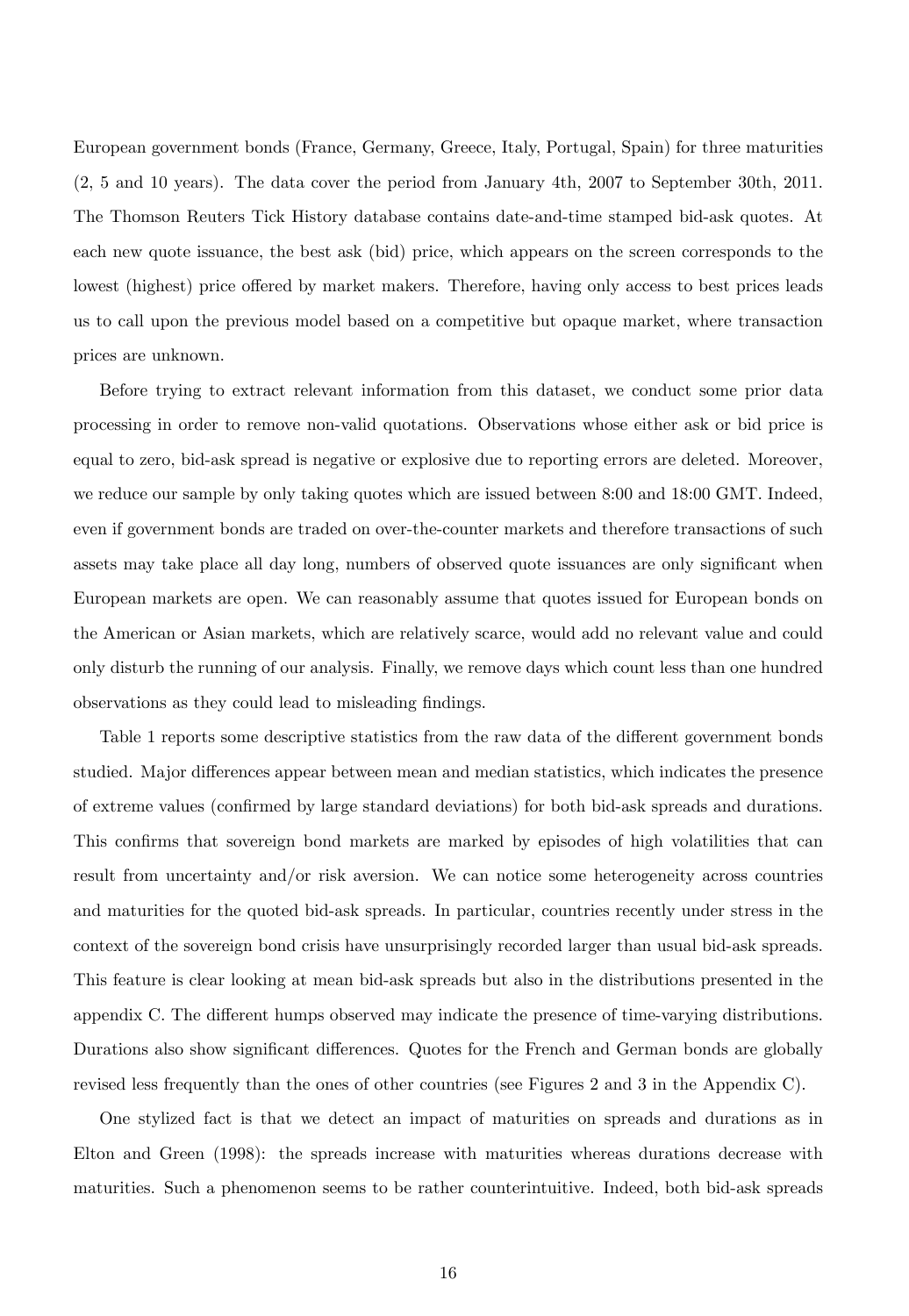European government bonds (France, Germany, Greece, Italy, Portugal, Spain) for three maturities (2, 5 and 10 years). The data cover the period from January 4th, 2007 to September 30th, 2011. The Thomson Reuters Tick History database contains date-and-time stamped bid-ask quotes. At each new quote issuance, the best ask (bid) price, which appears on the screen corresponds to the lowest (highest) price offered by market makers. Therefore, having only access to best prices leads us to call upon the previous model based on a competitive but opaque market, where transaction prices are unknown.

Before trying to extract relevant information from this dataset, we conduct some prior data processing in order to remove non-valid quotations. Observations whose either ask or bid price is equal to zero, bid-ask spread is negative or explosive due to reporting errors are deleted. Moreover, we reduce our sample by only taking quotes which are issued between 8:00 and 18:00 GMT. Indeed, even if government bonds are traded on over-the-counter markets and therefore transactions of such assets may take place all day long, numbers of observed quote issuances are only significant when European markets are open. We can reasonably assume that quotes issued for European bonds on the American or Asian markets, which are relatively scarce, would add no relevant value and could only disturb the running of our analysis. Finally, we remove days which count less than one hundred observations as they could lead to misleading findings.

Table 1 reports some descriptive statistics from the raw data of the different government bonds studied. Major differences appear between mean and median statistics, which indicates the presence of extreme values (confirmed by large standard deviations) for both bid-ask spreads and durations. This confirms that sovereign bond markets are marked by episodes of high volatilities that can result from uncertainty and/or risk aversion. We can notice some heterogeneity across countries and maturities for the quoted bid-ask spreads. In particular, countries recently under stress in the context of the sovereign bond crisis have unsurprisingly recorded larger than usual bid-ask spreads. This feature is clear looking at mean bid-ask spreads but also in the distributions presented in the appendix C. The different humps observed may indicate the presence of time-varying distributions. Durations also show significant differences. Quotes for the French and German bonds are globally revised less frequently than the ones of other countries (see Figures 2 and 3 in the Appendix C).

One stylized fact is that we detect an impact of maturities on spreads and durations as in Elton and Green (1998): the spreads increase with maturities whereas durations decrease with maturities. Such a phenomenon seems to be rather counterintuitive. Indeed, both bid-ask spreads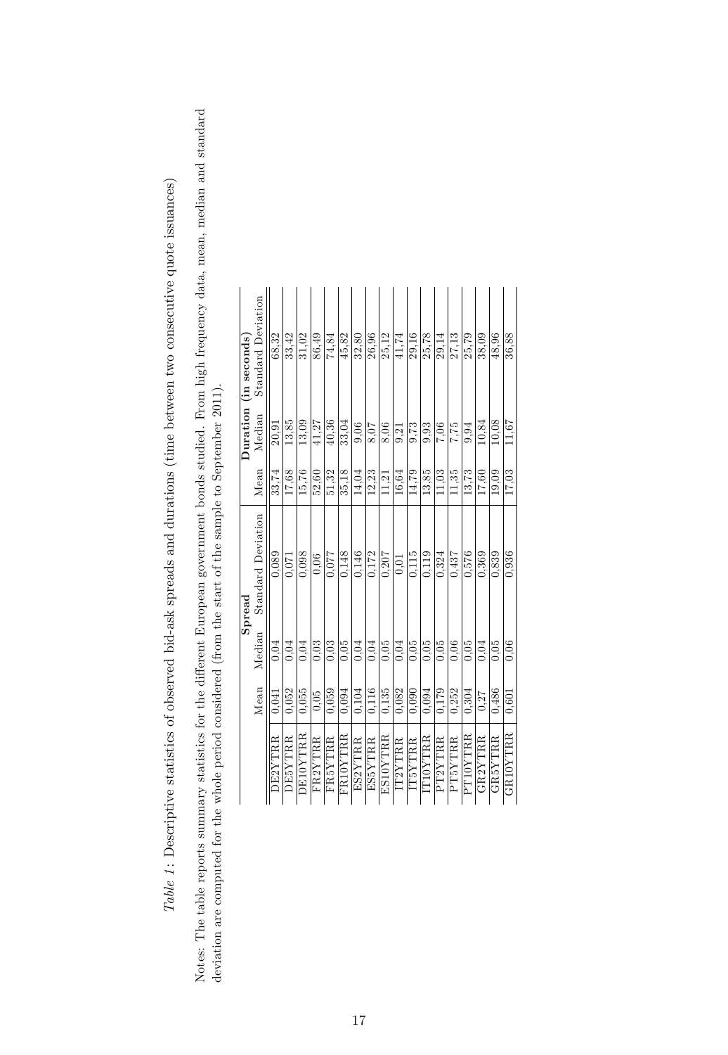*Table 1*: Descriptive statistics of observed bid-ask spreads and durations (time between two consecutive quote issuances)

Notes: The table reports summary statistics for the different European government bonds studied. From high frequency data, mean, median and standard deviation are computed for the whole period considered (from the start of the sample to September 2011).

| | **Spread** | | | **Duration (in seconds)** | | |
|---|---|---|---|---|---|---|
| | Mean | Median | Standard Deviation | Mean | Median | Standard Deviation |
| DE2YTRR | 0,041 | 0,04 | 0,089 | 33,74 | 20,91 | 68,32 |
| DE5YTRR | 0,052 | 0,04 | 0,071 | 17,68 | 13,85 | 33,42 |
| DE10YTRR | 0,055 | 0,04 | 0,098 | 15,76 | 13,09 | 31,02 |
| FR2YTRR | 0,05 | 0,03 | 0,06 | 52,60 | 41,27 | 86,49 |
| FR5YTRR | 0,059 | 0,03 | 0,077 | 51,32 | 40,36 | 74,84 |
| FR10YTRR | 0,094 | 0,05 | 0,148 | 35,18 | 33,04 | 45,82 |
| ES2YTRR | 0,104 | 0,04 | 0,146 | 14,04 | 9,06 | 32,80 |
| ES5YTRR | 0,116 | 0,04 | 0,172 | 12,23 | 8,07 | 26,96 |
| ES10YTRR | 0,135 | 0,05 | 0,207 | 11,21 | 8,06 | 25,12 |
| IT2YTRR | 0,082 | 0,04 | 0,01 | 16,64 | 9,21 | 41,74 |
| IT5YTRR | 0,090 | 0,05 | 0,115 | 14,79 | 9,73 | 29,16 |
| IT10YTRR | 0,094 | 0,05 | 0,119 | 13,85 | 9,93 | 25,78 |
| PT2YTRR | 0,179 | 0,05 | 0,324 | 11,03 | 7,06 | 29,14 |
| PT5YTRR | 0,252 | 0,06 | 0,437 | 11,35 | 7,75 | 27,13 |
| PT10YTRR | 0,304 | 0,05 | 0,576 | 13,73 | 9,94 | 25,79 |
| GR2YTRR | 0,27 | 0,04 | 0,369 | 17,60 | 10,84 | 38,09 |
| GR5YTRR | 0,486 | 0,05 | 0,839 | 19,09 | 10,08 | 48,96 |
| GR10YTRR | 0,601 | 0,06 | 0,936 | 17,03 | 11,67 | 36,88 |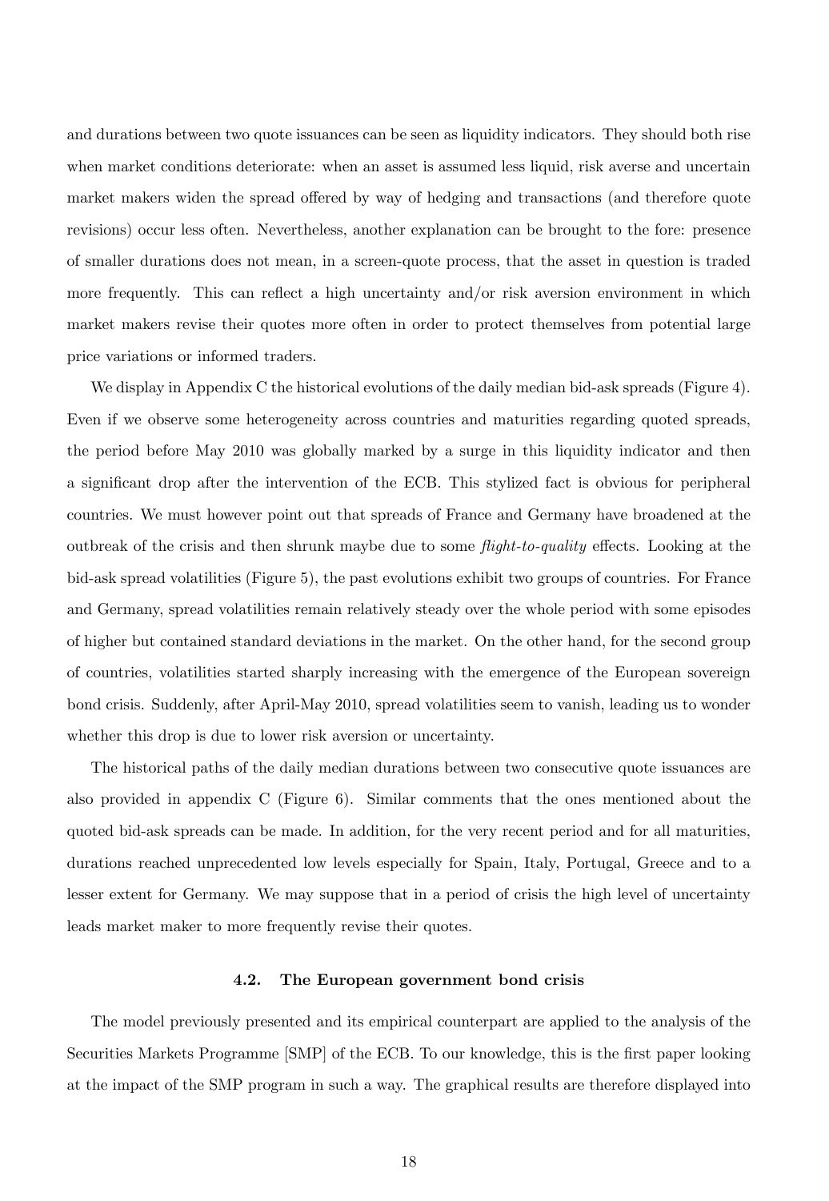and durations between two quote issuances can be seen as liquidity indicators. They should both rise when market conditions deteriorate: when an asset is assumed less liquid, risk averse and uncertain market makers widen the spread offered by way of hedging and transactions (and therefore quote revisions) occur less often. Nevertheless, another explanation can be brought to the fore: presence of smaller durations does not mean, in a screen-quote process, that the asset in question is traded more frequently. This can reflect a high uncertainty and/or risk aversion environment in which market makers revise their quotes more often in order to protect themselves from potential large price variations or informed traders.

We display in Appendix C the historical evolutions of the daily median bid-ask spreads (Figure 4). Even if we observe some heterogeneity across countries and maturities regarding quoted spreads, the period before May 2010 was globally marked by a surge in this liquidity indicator and then a significant drop after the intervention of the ECB. This stylized fact is obvious for peripheral countries. We must however point out that spreads of France and Germany have broadened at the outbreak of the crisis and then shrunk maybe due to some *flight-to-quality* effects. Looking at the bid-ask spread volatilities (Figure 5), the past evolutions exhibit two groups of countries. For France and Germany, spread volatilities remain relatively steady over the whole period with some episodes of higher but contained standard deviations in the market. On the other hand, for the second group of countries, volatilities started sharply increasing with the emergence of the European sovereign bond crisis. Suddenly, after April-May 2010, spread volatilities seem to vanish, leading us to wonder whether this drop is due to lower risk aversion or uncertainty.

The historical paths of the daily median durations between two consecutive quote issuances are also provided in appendix C (Figure 6). Similar comments that the ones mentioned about the quoted bid-ask spreads can be made. In addition, for the very recent period and for all maturities, durations reached unprecedented low levels especially for Spain, Italy, Portugal, Greece and to a lesser extent for Germany. We may suppose that in a period of crisis the high level of uncertainty leads market maker to more frequently revise their quotes.

### 4.2. The European government bond crisis

The model previously presented and its empirical counterpart are applied to the analysis of the Securities Markets Programme [SMP] of the ECB. To our knowledge, this is the first paper looking at the impact of the SMP program in such a way. The graphical results are therefore displayed into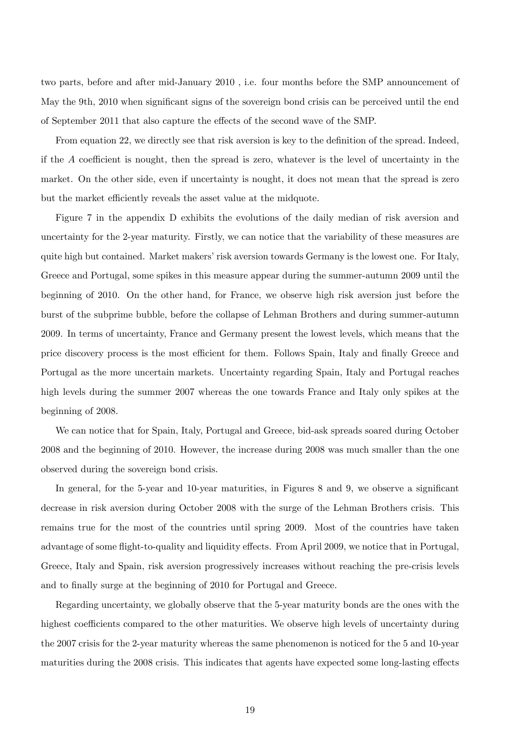two parts, before and after mid-January 2010 , i.e. four months before the SMP announcement of May the 9th, 2010 when significant signs of the sovereign bond crisis can be perceived until the end of September 2011 that also capture the effects of the second wave of the SMP.

From equation 22, we directly see that risk aversion is key to the definition of the spread. Indeed, if the $A$ coefficient is nought, then the spread is zero, whatever is the level of uncertainty in the market. On the other side, even if uncertainty is nought, it does not mean that the spread is zero but the market efficiently reveals the asset value at the midquote.

Figure 7 in the appendix D exhibits the evolutions of the daily median of risk aversion and uncertainty for the 2-year maturity. Firstly, we can notice that the variability of these measures are quite high but contained. Market makers' risk aversion towards Germany is the lowest one. For Italy, Greece and Portugal, some spikes in this measure appear during the summer-autumn 2009 until the beginning of 2010. On the other hand, for France, we observe high risk aversion just before the burst of the subprime bubble, before the collapse of Lehman Brothers and during summer-autumn 2009. In terms of uncertainty, France and Germany present the lowest levels, which means that the price discovery process is the most efficient for them. Follows Spain, Italy and finally Greece and Portugal as the more uncertain markets. Uncertainty regarding Spain, Italy and Portugal reaches high levels during the summer 2007 whereas the one towards France and Italy only spikes at the beginning of 2008.

We can notice that for Spain, Italy, Portugal and Greece, bid-ask spreads soared during October 2008 and the beginning of 2010. However, the increase during 2008 was much smaller than the one observed during the sovereign bond crisis.

In general, for the 5-year and 10-year maturities, in Figures 8 and 9, we observe a significant decrease in risk aversion during October 2008 with the surge of the Lehman Brothers crisis. This remains true for the most of the countries until spring 2009. Most of the countries have taken advantage of some flight-to-quality and liquidity effects. From April 2009, we notice that in Portugal, Greece, Italy and Spain, risk aversion progressively increases without reaching the pre-crisis levels and to finally surge at the beginning of 2010 for Portugal and Greece.

Regarding uncertainty, we globally observe that the 5-year maturity bonds are the ones with the highest coefficients compared to the other maturities. We observe high levels of uncertainty during the 2007 crisis for the 2-year maturity whereas the same phenomenon is noticed for the 5 and 10-year maturities during the 2008 crisis. This indicates that agents have expected some long-lasting effects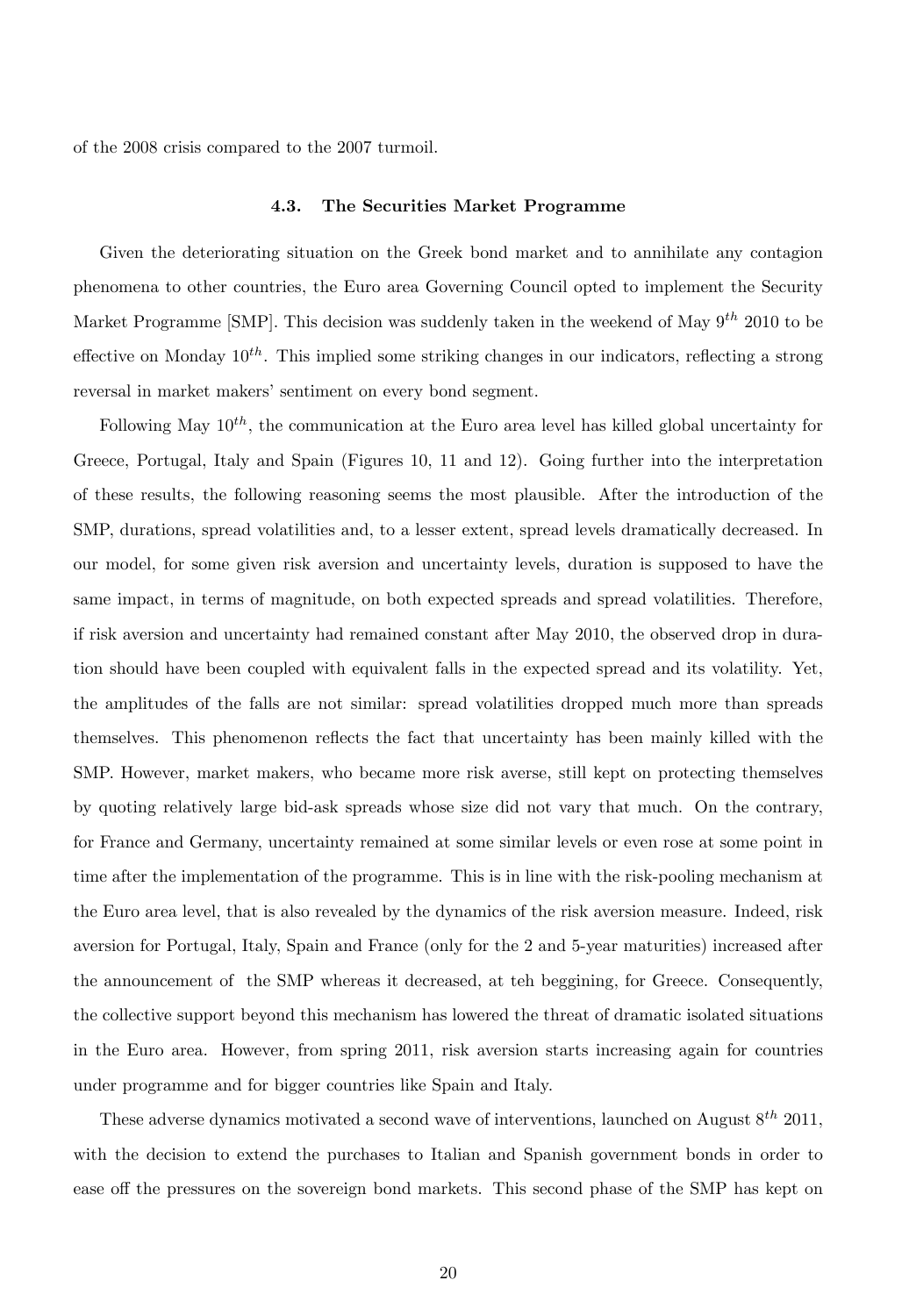of the 2008 crisis compared to the 2007 turmoil.

### 4.3. The Securities Market Programme

Given the deteriorating situation on the Greek bond market and to annihilate any contagion phenomena to other countries, the Euro area Governing Council opted to implement the Security Market Programme [SMP]. This decision was suddenly taken in the weekend of May $9^{th}$ 2010 to be effective on Monday $10^{th}$. This implied some striking changes in our indicators, reflecting a strong reversal in market makers' sentiment on every bond segment.

Following May $10^{th}$, the communication at the Euro area level has killed global uncertainty for Greece, Portugal, Italy and Spain (Figures 10, 11 and 12). Going further into the interpretation of these results, the following reasoning seems the most plausible. After the introduction of the SMP, durations, spread volatilities and, to a lesser extent, spread levels dramatically decreased. In our model, for some given risk aversion and uncertainty levels, duration is supposed to have the same impact, in terms of magnitude, on both expected spreads and spread volatilities. Therefore, if risk aversion and uncertainty had remained constant after May 2010, the observed drop in duration should have been coupled with equivalent falls in the expected spread and its volatility. Yet, the amplitudes of the falls are not similar: spread volatilities dropped much more than spreads themselves. This phenomenon reflects the fact that uncertainty has been mainly killed with the SMP. However, market makers, who became more risk averse, still kept on protecting themselves by quoting relatively large bid-ask spreads whose size did not vary that much. On the contrary, for France and Germany, uncertainty remained at some similar levels or even rose at some point in time after the implementation of the programme. This is in line with the risk-pooling mechanism at the Euro area level, that is also revealed by the dynamics of the risk aversion measure. Indeed, risk aversion for Portugal, Italy, Spain and France (only for the 2 and 5-year maturities) increased after the announcement of the SMP whereas it decreased, at teh beggining, for Greece. Consequently, the collective support beyond this mechanism has lowered the threat of dramatic isolated situations in the Euro area. However, from spring 2011, risk aversion starts increasing again for countries under programme and for bigger countries like Spain and Italy.

These adverse dynamics motivated a second wave of interventions, launched on August $8^{th}$ 2011, with the decision to extend the purchases to Italian and Spanish government bonds in order to ease off the pressures on the sovereign bond markets. This second phase of the SMP has kept on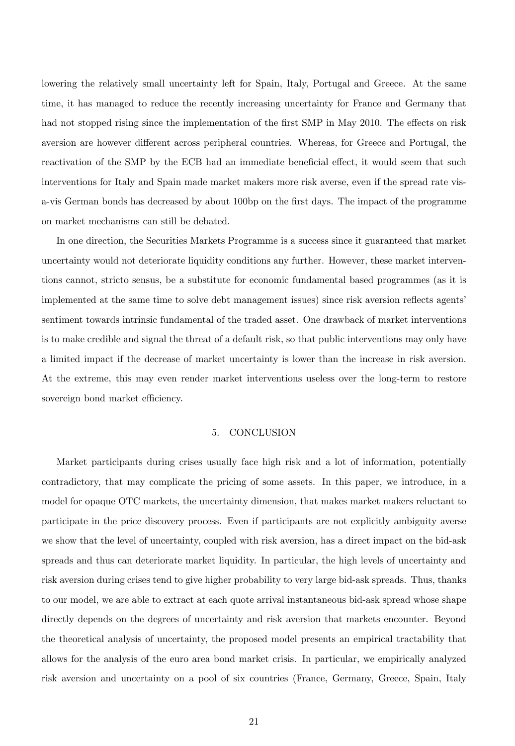lowering the relatively small uncertainty left for Spain, Italy, Portugal and Greece. At the same time, it has managed to reduce the recently increasing uncertainty for France and Germany that had not stopped rising since the implementation of the first SMP in May 2010. The effects on risk aversion are however different across peripheral countries. Whereas, for Greece and Portugal, the reactivation of the SMP by the ECB had an immediate beneficial effect, it would seem that such interventions for Italy and Spain made market makers more risk averse, even if the spread rate vis-a-vis German bonds has decreased by about 100bp on the first days. The impact of the programme on market mechanisms can still be debated.

In one direction, the Securities Markets Programme is a success since it guaranteed that market uncertainty would not deteriorate liquidity conditions any further. However, these market interventions cannot, stricto sensus, be a substitute for economic fundamental based programmes (as it is implemented at the same time to solve debt management issues) since risk aversion reflects agents' sentiment towards intrinsic fundamental of the traded asset. One drawback of market interventions is to make credible and signal the threat of a default risk, so that public interventions may only have a limited impact if the decrease of market uncertainty is lower than the increase in risk aversion. At the extreme, this may even render market interventions useless over the long-term to restore sovereign bond market efficiency.

## 5. CONCLUSION

Market participants during crises usually face high risk and a lot of information, potentially contradictory, that may complicate the pricing of some assets. In this paper, we introduce, in a model for opaque OTC markets, the uncertainty dimension, that makes market makers reluctant to participate in the price discovery process. Even if participants are not explicitly ambiguity averse we show that the level of uncertainty, coupled with risk aversion, has a direct impact on the bid-ask spreads and thus can deteriorate market liquidity. In particular, the high levels of uncertainty and risk aversion during crises tend to give higher probability to very large bid-ask spreads. Thus, thanks to our model, we are able to extract at each quote arrival instantaneous bid-ask spread whose shape directly depends on the degrees of uncertainty and risk aversion that markets encounter. Beyond the theoretical analysis of uncertainty, the proposed model presents an empirical tractability that allows for the analysis of the euro area bond market crisis. In particular, we empirically analyzed risk aversion and uncertainty on a pool of six countries (France, Germany, Greece, Spain, Italy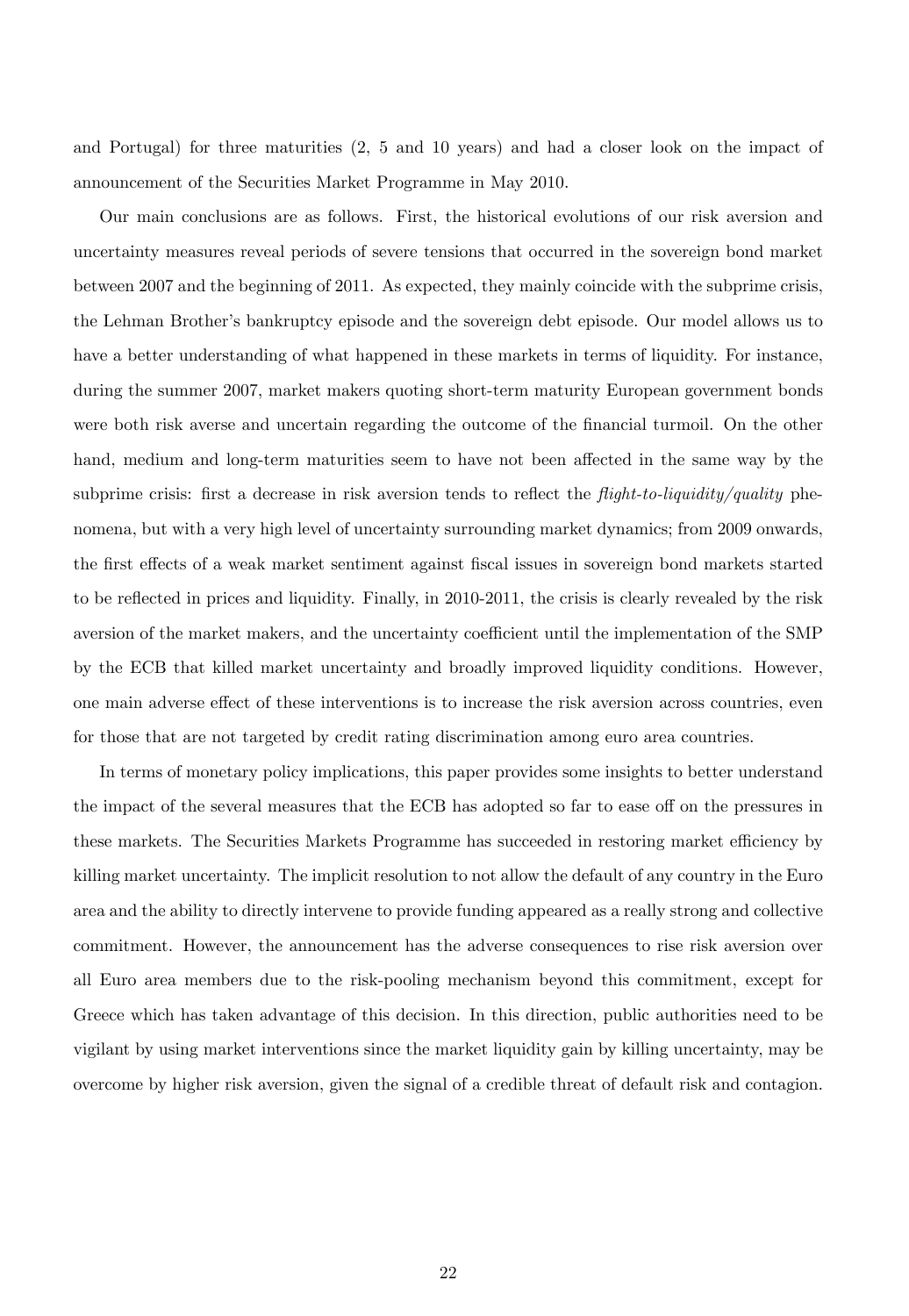and Portugal) for three maturities (2, 5 and 10 years) and had a closer look on the impact of announcement of the Securities Market Programme in May 2010.

Our main conclusions are as follows. First, the historical evolutions of our risk aversion and uncertainty measures reveal periods of severe tensions that occurred in the sovereign bond market between 2007 and the beginning of 2011. As expected, they mainly coincide with the subprime crisis, the Lehman Brother's bankruptcy episode and the sovereign debt episode. Our model allows us to have a better understanding of what happened in these markets in terms of liquidity. For instance, during the summer 2007, market makers quoting short-term maturity European government bonds were both risk averse and uncertain regarding the outcome of the financial turmoil. On the other hand, medium and long-term maturities seem to have not been affected in the same way by the subprime crisis: first a decrease in risk aversion tends to reflect the *flight-to-liquidity/quality* phenomena, but with a very high level of uncertainty surrounding market dynamics; from 2009 onwards, the first effects of a weak market sentiment against fiscal issues in sovereign bond markets started to be reflected in prices and liquidity. Finally, in 2010-2011, the crisis is clearly revealed by the risk aversion of the market makers, and the uncertainty coefficient until the implementation of the SMP by the ECB that killed market uncertainty and broadly improved liquidity conditions. However, one main adverse effect of these interventions is to increase the risk aversion across countries, even for those that are not targeted by credit rating discrimination among euro area countries.

In terms of monetary policy implications, this paper provides some insights to better understand the impact of the several measures that the ECB has adopted so far to ease off on the pressures in these markets. The Securities Markets Programme has succeeded in restoring market efficiency by killing market uncertainty. The implicit resolution to not allow the default of any country in the Euro area and the ability to directly intervene to provide funding appeared as a really strong and collective commitment. However, the announcement has the adverse consequences to rise risk aversion over all Euro area members due to the risk-pooling mechanism beyond this commitment, except for Greece which has taken advantage of this decision. In this direction, public authorities need to be vigilant by using market interventions since the market liquidity gain by killing uncertainty, may be overcome by higher risk aversion, given the signal of a credible threat of default risk and contagion.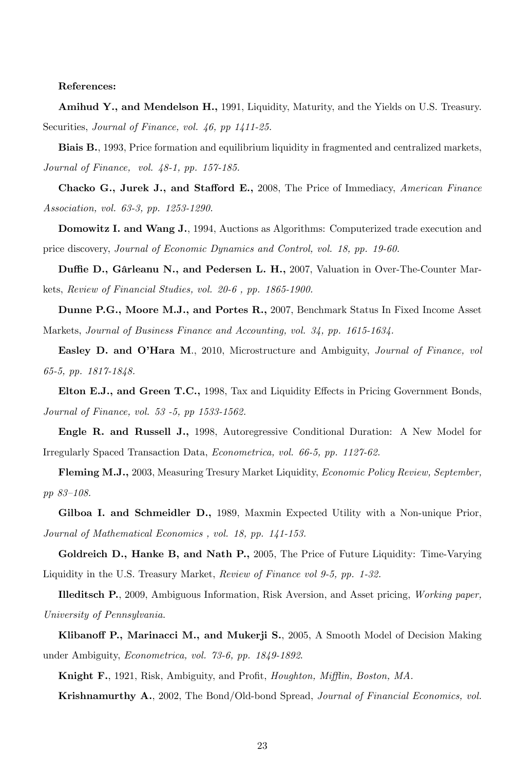**References:**

**Amihud Y., and Mendelson H.,** 1991, Liquidity, Maturity, and the Yields on U.S. Treasury. Securities, *Journal of Finance, vol. 46, pp 1411-25.*

**Biais B.**, 1993, Price formation and equilibrium liquidity in fragmented and centralized markets, *Journal of Finance, vol. 48-1, pp. 157-185.*

**Chacko G., Jurek J., and Stafford E.,** 2008, The Price of Immediacy, *American Finance Association, vol. 63-3, pp. 1253-1290.*

**Domowitz I. and Wang J.**, 1994, Auctions as Algorithms: Computerized trade execution and price discovery, *Journal of Economic Dynamics and Control, vol. 18, pp. 19-60.*

**Duffie D., Gârleanu N., and Pedersen L. H.,** 2007, Valuation in Over-The-Counter Markets, *Review of Financial Studies, vol. 20-6 , pp. 1865-1900.*

**Dunne P.G., Moore M.J., and Portes R.,** 2007, Benchmark Status In Fixed Income Asset Markets, *Journal of Business Finance and Accounting, vol. 34, pp. 1615-1634.*

**Easley D. and O'Hara M.**, 2010, Microstructure and Ambiguity, *Journal of Finance, vol 65-5, pp. 1817-1848.*

**Elton E.J., and Green T.C.,** 1998, Tax and Liquidity Effects in Pricing Government Bonds, *Journal of Finance, vol. 53 -5, pp 1533-1562.*

**Engle R. and Russell J.,** 1998, Autoregressive Conditional Duration: A New Model for Irregularly Spaced Transaction Data, *Econometrica, vol. 66-5, pp. 1127-62.*

**Fleming M.J.,** 2003, Measuring Tresury Market Liquidity, *Economic Policy Review, September, pp 83–108.*

**Gilboa I. and Schmeidler D.,** 1989, Maxmin Expected Utility with a Non-unique Prior, *Journal of Mathematical Economics , vol. 18, pp. 141-153.*

**Goldreich D., Hanke B, and Nath P.,** 2005, The Price of Future Liquidity: Time-Varying Liquidity in the U.S. Treasury Market, *Review of Finance vol 9-5, pp. 1-32.*

**Illeditsch P.**, 2009, Ambiguous Information, Risk Aversion, and Asset pricing, *Working paper, University of Pennsylvania.*

**Klibanoff P., Marinacci M., and Mukerji S.**, 2005, A Smooth Model of Decision Making under Ambiguity, *Econometrica, vol. 73-6, pp. 1849-1892.*

**Knight F.**, 1921, Risk, Ambiguity, and Profit, *Houghton, Mifflin, Boston, MA.*

**Krishnamurthy A.**, 2002, The Bond/Old-bond Spread, *Journal of Financial Economics, vol.*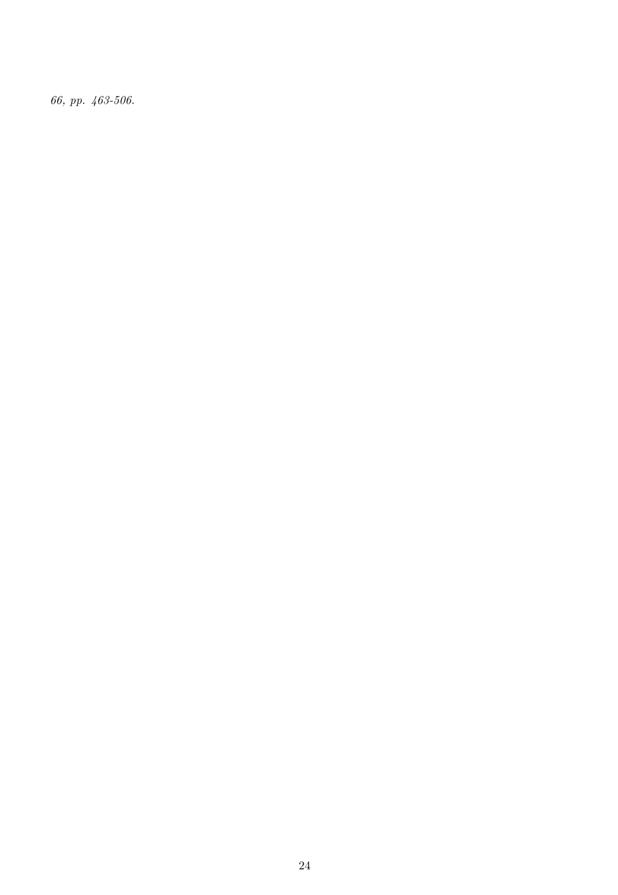*66, pp. 463-506.*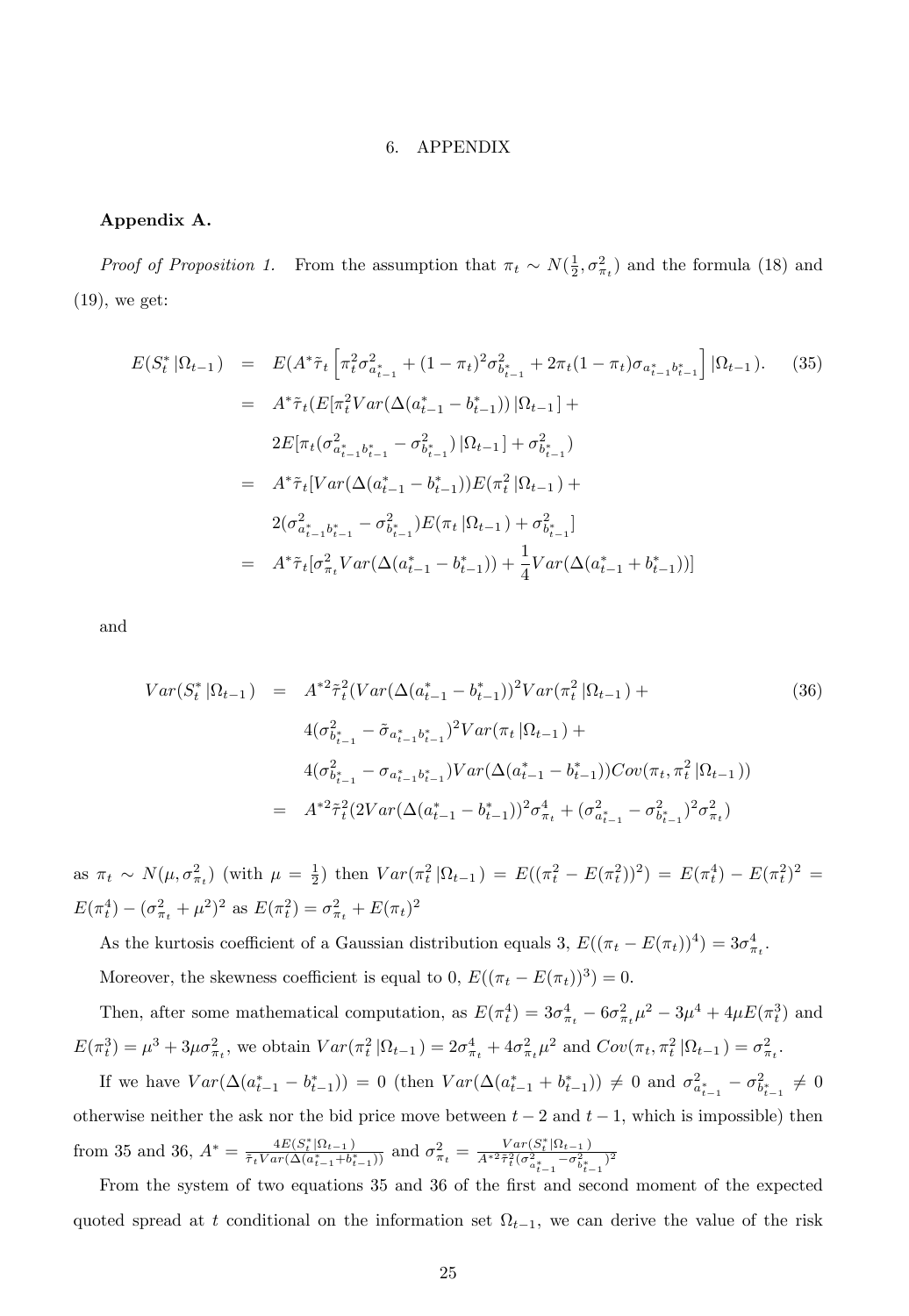# 6. APPENDIX

**Appendix A.**

*Proof of Proposition 1.* From the assumption that $\pi_t \sim N(\frac{1}{2}, \sigma^2_{\pi_t})$ and the formula (18) and (19), we get:

$$
\begin{aligned}
E(S^*_t|\Omega_{t-1}) &= E(A^*\tilde{\tau}_t\left[\pi_t^2\sigma^2_{a^*_{t-1}} + (1-\pi_t)^2\sigma^2_{b^*_{t-1}} + 2\pi_t(1-\pi_t)\sigma_{a^*_{t-1}b^*_{t-1}}\right]|\Omega_{t-1}). \qquad (35)\\
&= A^*\tilde{\tau}_t(E[\pi_t^2 Var(\Delta(a^*_{t-1} - b^*_{t-1}))|\Omega_{t-1}] + \\
&\quad 2E[\pi_t(\sigma^2_{a^*_{t-1}b^*_{t-1}} - \sigma^2_{b^*_{t-1}})|\Omega_{t-1}] + \sigma^2_{b^*_{t-1}}) \\
&= A^*\tilde{\tau}_t[Var(\Delta(a^*_{t-1} - b^*_{t-1}))E(\pi_t^2|\Omega_{t-1}) + \\
&\quad 2(\sigma^2_{a^*_{t-1}b^*_{t-1}} - \sigma^2_{b^*_{t-1}})E(\pi_t|\Omega_{t-1}) + \sigma^2_{b^*_{t-1}}] \\
&= A^*\tilde{\tau}_t[\sigma^2_{\pi_t}Var(\Delta(a^*_{t-1} - b^*_{t-1})) + \frac{1}{4}Var(\Delta(a^*_{t-1} + b^*_{t-1}))]
\end{aligned}
$$

and

$$
\begin{aligned}
Var(S^*_t|\Omega_{t-1}) &= A^{*2}\tilde{\tau}_t^2(Var(\Delta(a^*_{t-1} - b^*_{t-1}))^2 Var(\pi_t^2|\Omega_{t-1}) + \qquad (36)\\
&\quad 4(\sigma^2_{b^*_{t-1}} - \tilde{\sigma}_{a^*_{t-1}b^*_{t-1}})^2 Var(\pi_t|\Omega_{t-1}) + \\
&\quad 4(\sigma^2_{b^*_{t-1}} - \sigma_{a^*_{t-1}b^*_{t-1}})Var(\Delta(a^*_{t-1} - b^*_{t-1}))Cov(\pi_t, \pi_t^2|\Omega_{t-1})) \\
&= A^{*2}\tilde{\tau}_t^2(2Var(\Delta(a^*_{t-1} - b^*_{t-1}))^2\sigma^4_{\pi_t} + (\sigma^2_{a^*_{t-1}} - \sigma^2_{b^*_{t-1}})^2\sigma^2_{\pi_t})
\end{aligned}
$$

as $\pi_t \sim N(\mu, \sigma^2_{\pi_t})$ (with $\mu = \frac{1}{2}$) then $Var(\pi_t^2|\Omega_{t-1}) = E((\pi_t^2 - E(\pi_t^2))^2) = E(\pi_t^4) - E(\pi_t^2)^2 = E(\pi_t^4) - (\sigma^2_{\pi_t} + \mu^2)^2$ as $E(\pi_t^2) = \sigma^2_{\pi_t} + E(\pi_t)^2$

As the kurtosis coefficient of a Gaussian distribution equals 3, $E((\pi_t - E(\pi_t))^4) = 3\sigma^4_{\pi_t}$.

Moreover, the skewness coefficient is equal to 0, $E((\pi_t - E(\pi_t))^3) = 0$.

Then, after some mathematical computation, as $E(\pi_t^4) = 3\sigma^4_{\pi_t} - 6\sigma^2_{\pi_t}\mu^2 - 3\mu^4 + 4\mu E(\pi_t^3)$ and $E(\pi_t^3) = \mu^3 + 3\mu\sigma^2_{\pi_t}$, we obtain $Var(\pi_t^2|\Omega_{t-1}) = 2\sigma^4_{\pi_t} + 4\sigma^2_{\pi_t}\mu^2$ and $Cov(\pi_t, \pi_t^2|\Omega_{t-1}) = \sigma^2_{\pi_t}$.

If we have $Var(\Delta(a^*_{t-1} - b^*_{t-1})) = 0$ (then $Var(\Delta(a^*_{t-1} + b^*_{t-1})) \neq 0$ and $\sigma^2_{a^*_{t-1}} - \sigma^2_{b^*_{t-1}} \neq 0$ otherwise neither the ask nor the bid price move between $t-2$ and $t-1$, which is impossible) then from 35 and 36, $A^* = \frac{4E(S^*_t|\Omega_{t-1})}{\tilde{\tau}_t Var(\Delta(a^*_{t-1}+b^*_{t-1}))}$ and $\sigma^2_{\pi_t} = \frac{Var(S^*_t|\Omega_{t-1})}{A^{*2}\tilde{\tau}_t^2(\sigma^2_{a^*_{t-1}} - \sigma^2_{b^*_{t-1}})^2}$

From the system of two equations 35 and 36 of the first and second moment of the expected quoted spread at $t$ conditional on the information set $\Omega_{t-1}$, we can derive the value of the risk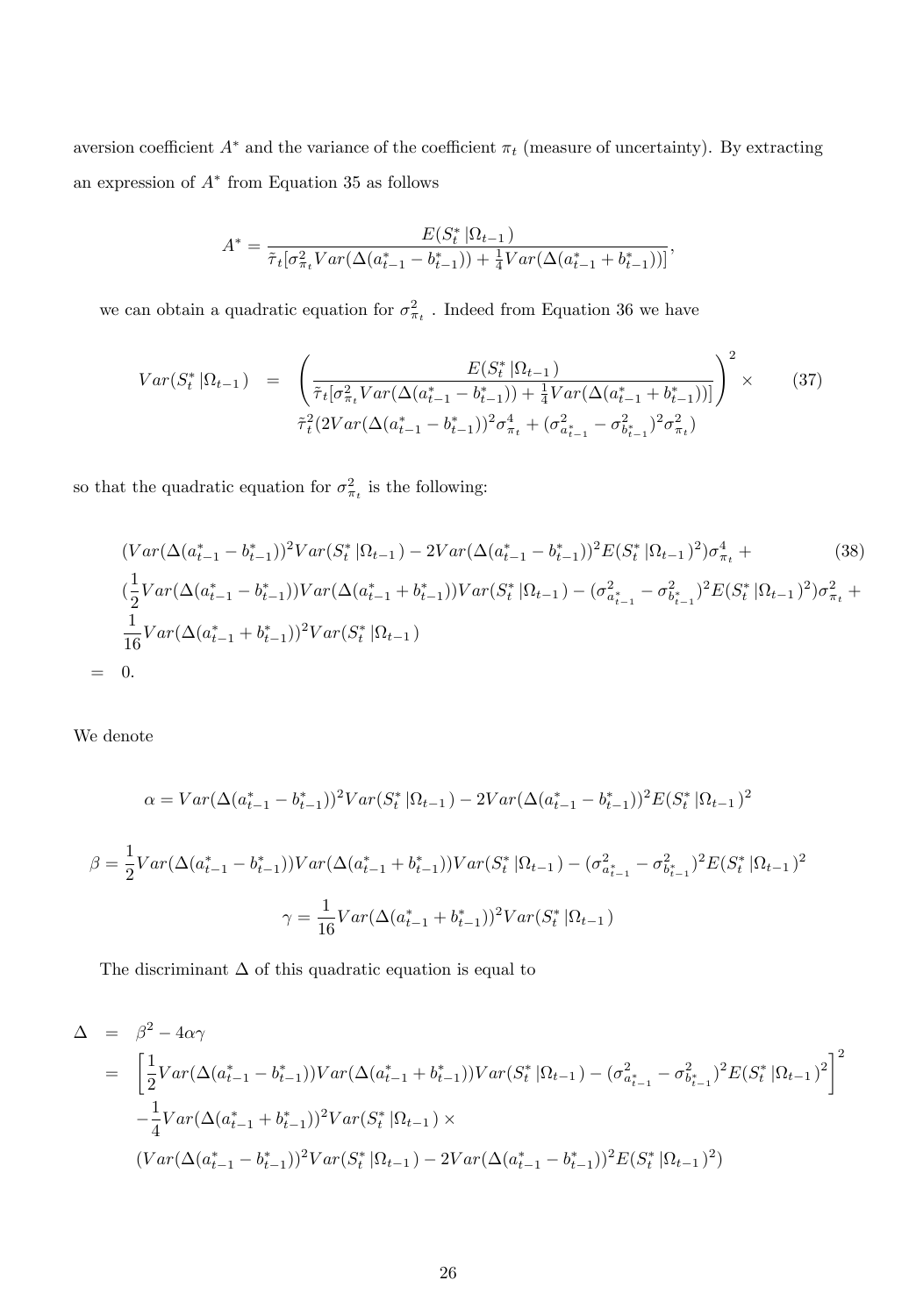aversion coefficient $A^*$ and the variance of the coefficient $\pi_t$ (measure of uncertainty). By extracting an expression of $A^*$ from Equation 35 as follows

$$A^* = \frac{E(S_t^* | \Omega_{t-1})}{\tilde{\tau}_t[\sigma_{\pi_t}^2 Var(\Delta(a_{t-1}^* - b_{t-1}^*)) + \frac{1}{4}Var(\Delta(a_{t-1}^* + b_{t-1}^*))]},$$

we can obtain a quadratic equation for $\sigma_{\pi_t}^2$ . Indeed from Equation 36 we have

$$\begin{aligned} Var(S_t^* | \Omega_{t-1}) &= \left( \frac{E(S_t^* | \Omega_{t-1})}{\tilde{\tau}_t[\sigma_{\pi_t}^2 Var(\Delta(a_{t-1}^* - b_{t-1}^*)) + \frac{1}{4}Var(\Delta(a_{t-1}^* + b_{t-1}^*))]} \right)^2 \times \\ & \tilde{\tau}_t^2 (2Var(\Delta(a_{t-1}^* - b_{t-1}^*))^2 \sigma_{\pi_t}^4 + (\sigma_{a_{t-1}^*}^2 - \sigma_{b_{t-1}^*}^2)^2 \sigma_{\pi_t}^2) \end{aligned} \tag{37}$$

so that the quadratic equation for $\sigma_{\pi_t}^2$ is the following:

$$\begin{aligned} & (Var(\Delta(a_{t-1}^* - b_{t-1}^*))^2 Var(S_t^* | \Omega_{t-1}) - 2Var(\Delta(a_{t-1}^* - b_{t-1}^*))^2 E(S_t^* | \Omega_{t-1})^2) \sigma_{\pi_t}^4 + \\ & (\frac{1}{2}Var(\Delta(a_{t-1}^* - b_{t-1}^*)) Var(\Delta(a_{t-1}^* + b_{t-1}^*)) Var(S_t^* | \Omega_{t-1}) - (\sigma_{a_{t-1}^*}^2 - \sigma_{b_{t-1}^*}^2)^2 E(S_t^* | \Omega_{t-1})^2) \sigma_{\pi_t}^2 + \\ & \frac{1}{16} Var(\Delta(a_{t-1}^* + b_{t-1}^*))^2 Var(S_t^* | \Omega_{t-1}) \\ = \; & 0. \end{aligned} \tag{38}$$

We denote

$$\alpha = Var(\Delta(a_{t-1}^* - b_{t-1}^*))^2 Var(S_t^* | \Omega_{t-1}) - 2Var(\Delta(a_{t-1}^* - b_{t-1}^*))^2 E(S_t^* | \Omega_{t-1})^2$$

$$\beta = \frac{1}{2}Var(\Delta(a_{t-1}^* - b_{t-1}^*)) Var(\Delta(a_{t-1}^* + b_{t-1}^*)) Var(S_t^* | \Omega_{t-1}) - (\sigma_{a_{t-1}^*}^2 - \sigma_{b_{t-1}^*}^2)^2 E(S_t^* | \Omega_{t-1})^2$$

$$\gamma = \frac{1}{16} Var(\Delta(a_{t-1}^* + b_{t-1}^*))^2 Var(S_t^* | \Omega_{t-1})$$

The discriminant $\Delta$ of this quadratic equation is equal to

$$\begin{aligned} \Delta &= \beta^2 - 4\alpha\gamma \\ &= \left[ \frac{1}{2}Var(\Delta(a_{t-1}^* - b_{t-1}^*)) Var(\Delta(a_{t-1}^* + b_{t-1}^*)) Var(S_t^* | \Omega_{t-1}) - (\sigma_{a_{t-1}^*}^2 - \sigma_{b_{t-1}^*}^2)^2 E(S_t^* | \Omega_{t-1})^2 \right]^2 \\ & -\frac{1}{4} Var(\Delta(a_{t-1}^* + b_{t-1}^*))^2 Var(S_t^* | \Omega_{t-1}) \times \\ & (Var(\Delta(a_{t-1}^* - b_{t-1}^*))^2 Var(S_t^* | \Omega_{t-1}) - 2Var(\Delta(a_{t-1}^* - b_{t-1}^*))^2 E(S_t^* | \Omega_{t-1})^2) \end{aligned}$$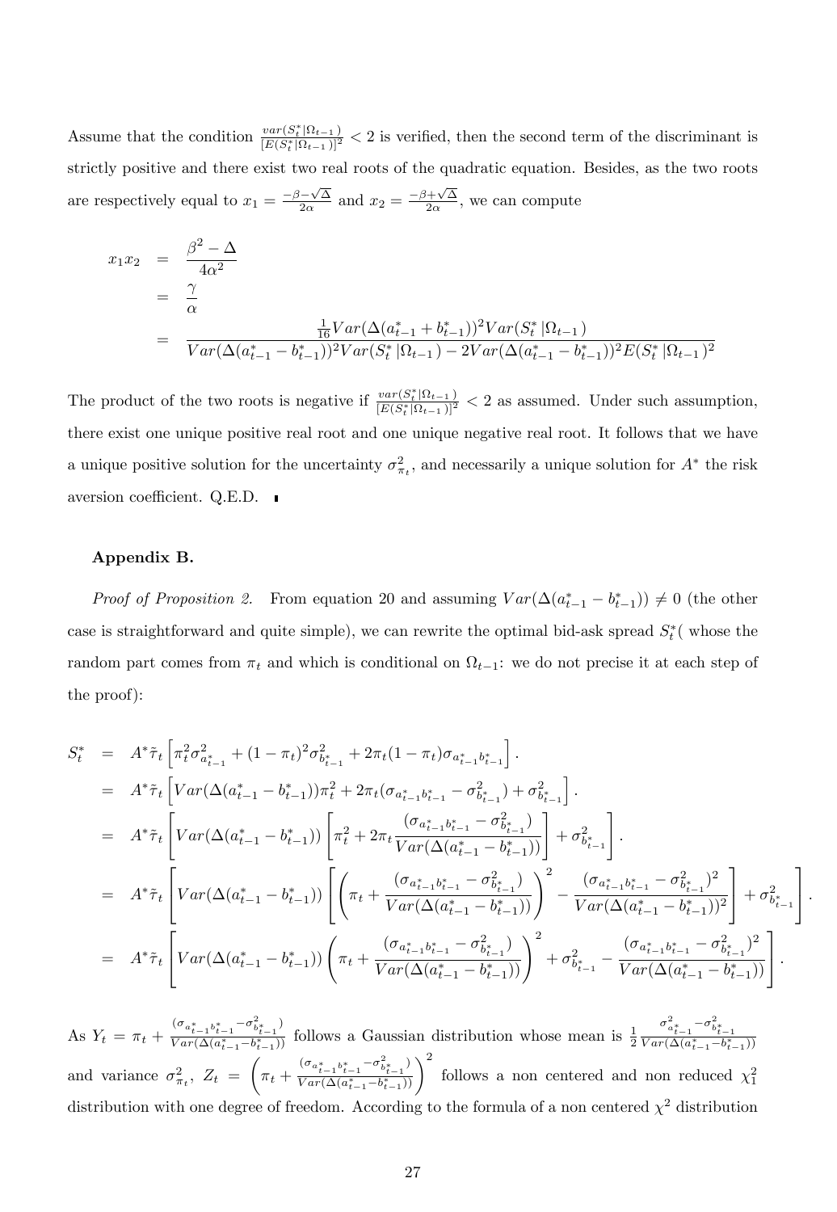Assume that the condition $\frac{var(S_t^*|\Omega_{t-1})}{[E(S_t^*|\Omega_{t-1})]^2} < 2$ is verified, then the second term of the discriminant is strictly positive and there exist two real roots of the quadratic equation. Besides, as the two roots are respectively equal to $x_1 = \frac{-\beta - \sqrt{\Delta}}{2\alpha}$ and $x_2 = \frac{-\beta + \sqrt{\Delta}}{2\alpha}$, we can compute

$$
\begin{aligned}
x_1 x_2 &= \frac{\beta^2 - \Delta}{4\alpha^2} \\
&= \frac{\gamma}{\alpha} \\
&= \frac{\frac{1}{16} Var(\Delta(a_{t-1}^* + b_{t-1}^*))^2 Var(S_t^* \,|\Omega_{t-1})}{Var(\Delta(a_{t-1}^* - b_{t-1}^*))^2 Var(S_t^* \,|\Omega_{t-1}) - 2Var(\Delta(a_{t-1}^* - b_{t-1}^*))^2 E(S_t^* \,|\Omega_{t-1})^2}
\end{aligned}
$$

The product of the two roots is negative if $\frac{var(S_t^*|\Omega_{t-1})}{[E(S_t^*|\Omega_{t-1})]^2} < 2$ as assumed. Under such assumption, there exist one unique positive real root and one unique negative real root. It follows that we have a unique positive solution for the uncertainty $\sigma_{\pi_t}^2$, and necessarily a unique solution for $A^*$ the risk aversion coefficient. Q.E.D. ∎

## Appendix B.

*Proof of Proposition 2.* From equation 20 and assuming $Var(\Delta(a_{t-1}^* - b_{t-1}^*)) \neq 0$ (the other case is straightforward and quite simple), we can rewrite the optimal bid-ask spread $S_t^*$( whose the random part comes from $\pi_t$ and which is conditional on $\Omega_{t-1}$: we do not precise it at each step of the proof):

$$
\begin{aligned}
S_t^* &= A^* \tilde{\tau}_t \left[ \pi_t^2 \sigma_{a_{t-1}^*}^2 + (1-\pi_t)^2 \sigma_{b_{t-1}^*}^2 + 2\pi_t(1-\pi_t)\sigma_{a_{t-1}^* b_{t-1}^*} \right]. \\
&= A^* \tilde{\tau}_t \left[ Var(\Delta(a_{t-1}^* - b_{t-1}^*))\pi_t^2 + 2\pi_t(\sigma_{a_{t-1}^* b_{t-1}^*} - \sigma_{b_{t-1}^*}^2) + \sigma_{b_{t-1}^*}^2 \right]. \\
&= A^* \tilde{\tau}_t \left[ Var(\Delta(a_{t-1}^* - b_{t-1}^*)) \left[ \pi_t^2 + 2\pi_t \frac{(\sigma_{a_{t-1}^* b_{t-1}^*} - \sigma_{b_{t-1}^*}^2)}{Var(\Delta(a_{t-1}^* - b_{t-1}^*))} \right] + \sigma_{b_{t-1}^*}^2 \right]. \\
&= A^* \tilde{\tau}_t \left[ Var(\Delta(a_{t-1}^* - b_{t-1}^*)) \left[ \left( \pi_t + \frac{(\sigma_{a_{t-1}^* b_{t-1}^*} - \sigma_{b_{t-1}^*}^2)}{Var(\Delta(a_{t-1}^* - b_{t-1}^*))} \right)^2 - \frac{(\sigma_{a_{t-1}^* b_{t-1}^*} - \sigma_{b_{t-1}^*}^2)^2}{Var(\Delta(a_{t-1}^* - b_{t-1}^*))^2} \right] + \sigma_{b_{t-1}^*}^2 \right]. \\
&= A^* \tilde{\tau}_t \left[ Var(\Delta(a_{t-1}^* - b_{t-1}^*)) \left( \pi_t + \frac{(\sigma_{a_{t-1}^* b_{t-1}^*} - \sigma_{b_{t-1}^*}^2)}{Var(\Delta(a_{t-1}^* - b_{t-1}^*))} \right)^2 + \sigma_{b_{t-1}^*}^2 - \frac{(\sigma_{a_{t-1}^* b_{t-1}^*} - \sigma_{b_{t-1}^*}^2)^2}{Var(\Delta(a_{t-1}^* - b_{t-1}^*))} \right].
\end{aligned}
$$

As $Y_t = \pi_t + \frac{(\sigma_{a_{t-1}^* b_{t-1}^*} - \sigma_{b_{t-1}^*}^2)}{Var(\Delta(a_{t-1}^* - b_{t-1}^*))}$ follows a Gaussian distribution whose mean is $\frac{1}{2} \frac{\sigma_{a_{t-1}^*}^2 - \sigma_{b_{t-1}^*}^2}{Var(\Delta(a_{t-1}^* - b_{t-1}^*))}$ and variance $\sigma_{\pi_t}^2$, $Z_t = \left( \pi_t + \frac{(\sigma_{a_{t-1}^* b_{t-1}^*} - \sigma_{b_{t-1}^*}^2)}{Var(\Delta(a_{t-1}^* - b_{t-1}^*))} \right)^2$ follows a non centered and non reduced $\chi_1^2$ distribution with one degree of freedom. According to the formula of a non centered $\chi^2$ distribution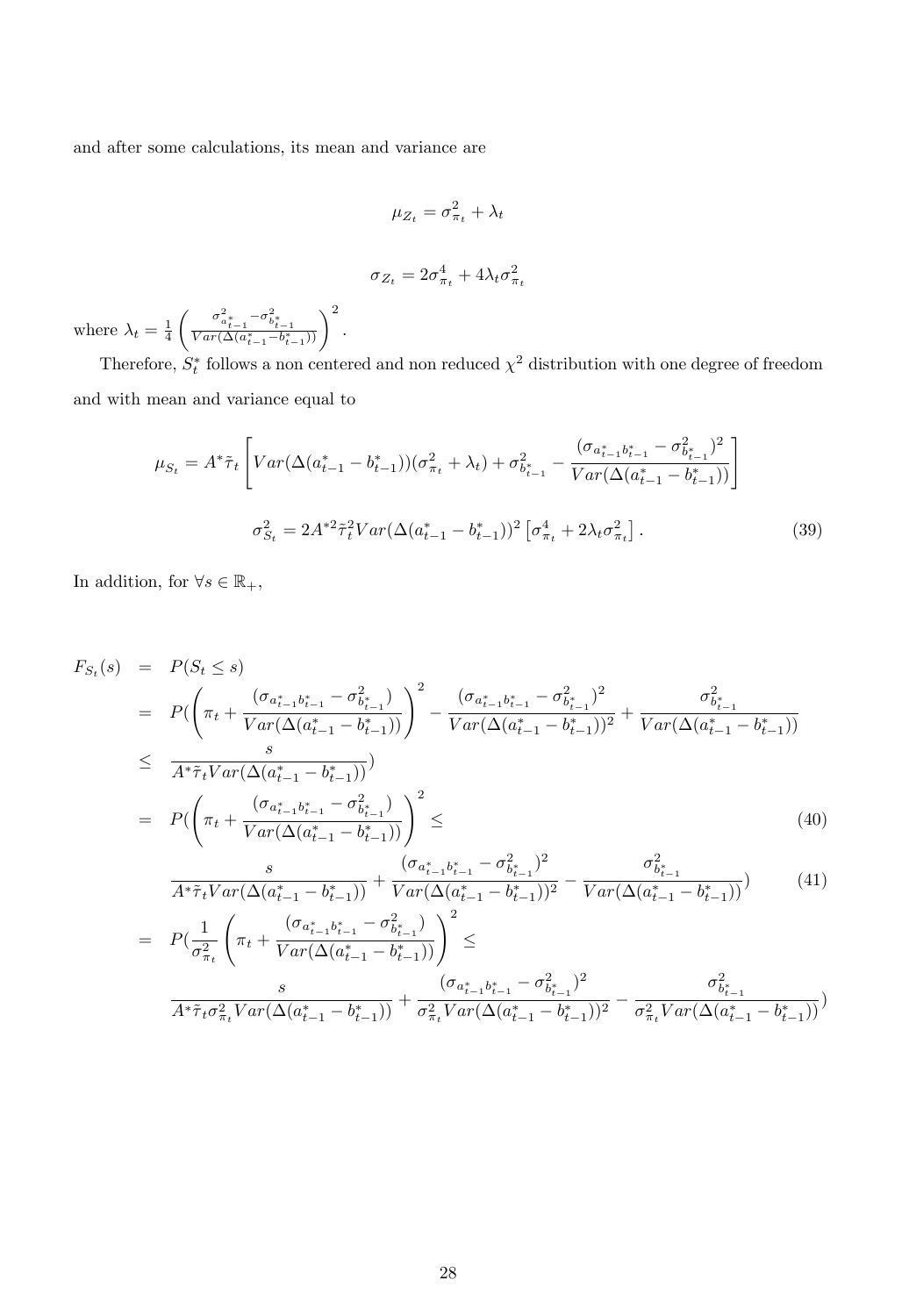and after some calculations, its mean and variance are

$$\mu_{Z_t} = \sigma^2_{\pi_t} + \lambda_t$$

$$\sigma_{Z_t} = 2\sigma^4_{\pi_t} + 4\lambda_t \sigma^2_{\pi_t}$$

where $\lambda_t = \frac{1}{4}\left(\frac{\sigma^2_{a^*_{t-1}} - \sigma^2_{b^*_{t-1}}}{Var(\Delta(a^*_{t-1} - b^*_{t-1}))}\right)^2$.

Therefore, $S^*_t$ follows a non centered and non reduced $\chi^2$ distribution with one degree of freedom and with mean and variance equal to

$$\mu_{S_t} = A^* \tilde{\tau}_t \left[ Var(\Delta(a^*_{t-1} - b^*_{t-1}))(\sigma^2_{\pi_t} + \lambda_t) + \sigma^2_{b^*_{t-1}} - \frac{(\sigma_{a^*_{t-1}b^*_{t-1}} - \sigma^2_{b^*_{t-1}})^2}{Var(\Delta(a^*_{t-1} - b^*_{t-1}))} \right]$$

$$\sigma^2_{S_t} = 2A^{*2} \tilde{\tau}^2_t Var(\Delta(a^*_{t-1} - b^*_{t-1}))^2 \left[ \sigma^4_{\pi_t} + 2\lambda_t \sigma^2_{\pi_t} \right]. \tag{39}$$

In addition, for $\forall s \in \mathbb{R}_+$,

$$\begin{aligned}
F_{S_t}(s) &= P(S_t \leq s) \\
&= P(\left( \pi_t + \frac{(\sigma_{a^*_{t-1}b^*_{t-1}} - \sigma^2_{b^*_{t-1}})}{Var(\Delta(a^*_{t-1} - b^*_{t-1}))} \right)^2 - \frac{(\sigma_{a^*_{t-1}b^*_{t-1}} - \sigma^2_{b^*_{t-1}})^2}{Var(\Delta(a^*_{t-1} - b^*_{t-1}))^2} + \frac{\sigma^2_{b^*_{t-1}}}{Var(\Delta(a^*_{t-1} - b^*_{t-1}))} \\
&\leq \frac{s}{A^* \tilde{\tau}_t Var(\Delta(a^*_{t-1} - b^*_{t-1}))}) \\
&= P(\left( \pi_t + \frac{(\sigma_{a^*_{t-1}b^*_{t-1}} - \sigma^2_{b^*_{t-1}})}{Var(\Delta(a^*_{t-1} - b^*_{t-1}))} \right)^2 \leq \qquad (40) \\
&\quad \frac{s}{A^* \tilde{\tau}_t Var(\Delta(a^*_{t-1} - b^*_{t-1}))} + \frac{(\sigma_{a^*_{t-1}b^*_{t-1}} - \sigma^2_{b^*_{t-1}})^2}{Var(\Delta(a^*_{t-1} - b^*_{t-1}))^2} - \frac{\sigma^2_{b^*_{t-1}}}{Var(\Delta(a^*_{t-1} - b^*_{t-1}))}) \qquad (41) \\
&= P(\frac{1}{\sigma^2_{\pi_t}} \left( \pi_t + \frac{(\sigma_{a^*_{t-1}b^*_{t-1}} - \sigma^2_{b^*_{t-1}})}{Var(\Delta(a^*_{t-1} - b^*_{t-1}))} \right)^2 \leq \\
&\quad \frac{s}{A^* \tilde{\tau}_t \sigma^2_{\pi_t} Var(\Delta(a^*_{t-1} - b^*_{t-1}))} + \frac{(\sigma_{a^*_{t-1}b^*_{t-1}} - \sigma^2_{b^*_{t-1}})^2}{\sigma^2_{\pi_t} Var(\Delta(a^*_{t-1} - b^*_{t-1}))^2} - \frac{\sigma^2_{b^*_{t-1}}}{\sigma^2_{\pi_t} Var(\Delta(a^*_{t-1} - b^*_{t-1}))})
\end{aligned}$$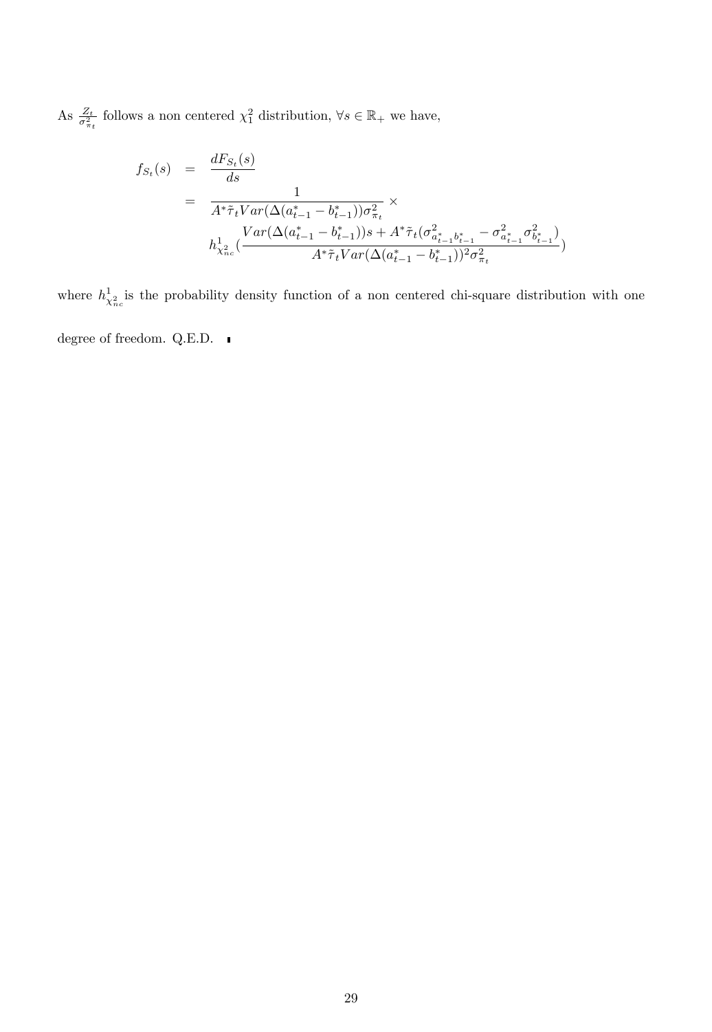As $\frac{Z_t}{\sigma^2_{\pi_t}}$ follows a non centered $\chi^2_1$ distribution, $\forall s \in \mathbb{R}_+$ we have,

$$
\begin{aligned}
f_{S_t}(s) &= \frac{dF_{S_t}(s)}{ds} \\
&= \frac{1}{A^* \tilde{\tau}_t Var(\Delta(a^*_{t-1} - b^*_{t-1}))\sigma^2_{\pi_t}} \times \\
& \quad h^1_{\chi^2_{nc}}\left(\frac{Var(\Delta(a^*_{t-1} - b^*_{t-1}))s + A^* \tilde{\tau}_t(\sigma^2_{a^*_{t-1} b^*_{t-1}} - \sigma^2_{a^*_{t-1}} \sigma^2_{b^*_{t-1}})}{A^* \tilde{\tau}_t Var(\Delta(a^*_{t-1} - b^*_{t-1}))^2 \sigma^2_{\pi_t}}\right)
\end{aligned}
$$

where $h^1_{\chi^2_{nc}}$ is the probability density function of a non centered chi-square distribution with one degree of freedom. Q.E.D. ∎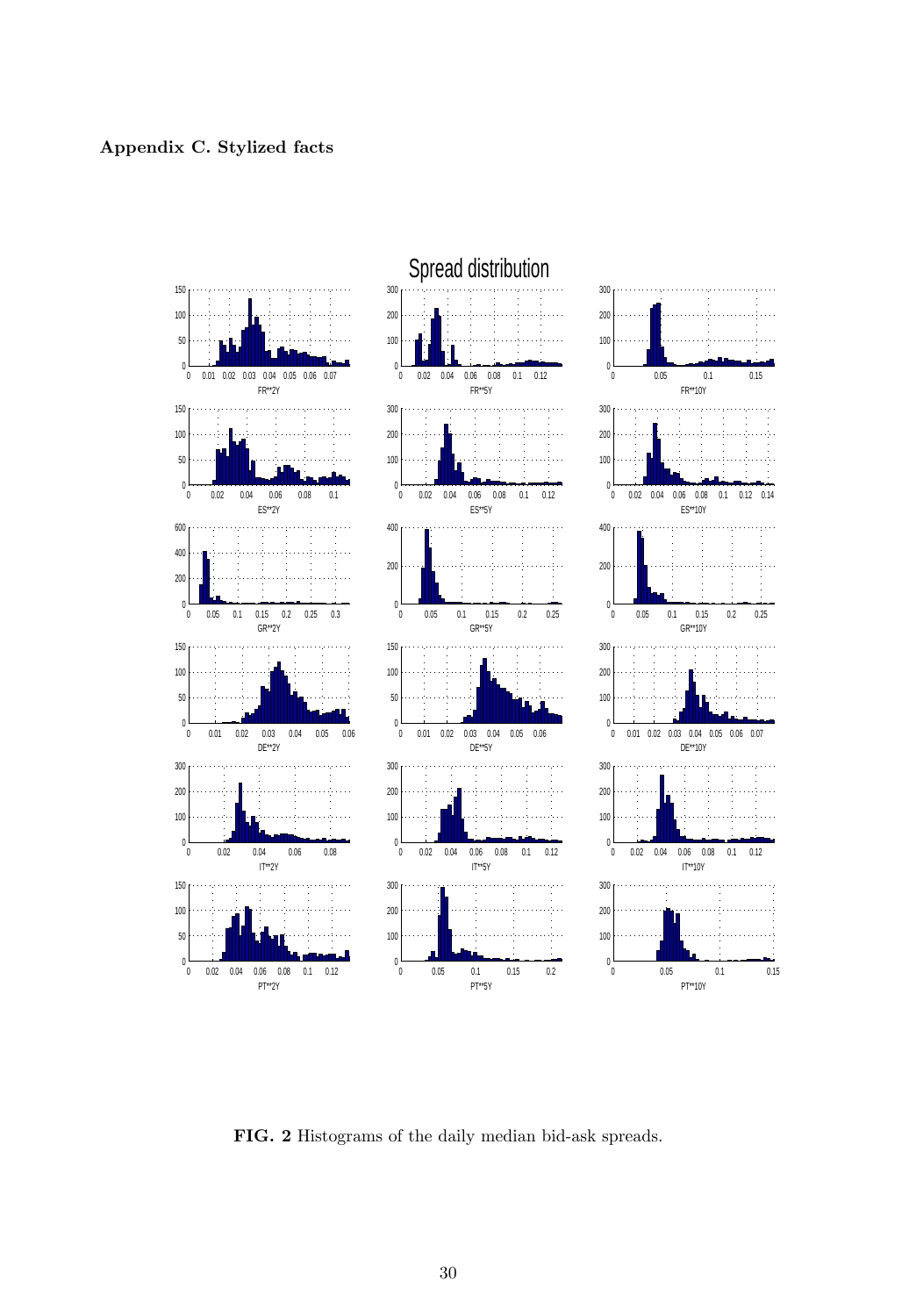## Appendix C. Stylized facts

Spread distribution

FR**2Y

FR**5Y

FR**10Y

ES**2Y

ES**5Y

ES**10Y

GR**2Y

GR**5Y

GR**10Y

DE**2Y

DE**5Y

DE**10Y

IT**2Y

IT**5Y

IT**10Y

PT**2Y

PT**5Y

PT**10Y

**FIG. 2** Histograms of the daily median bid-ask spreads.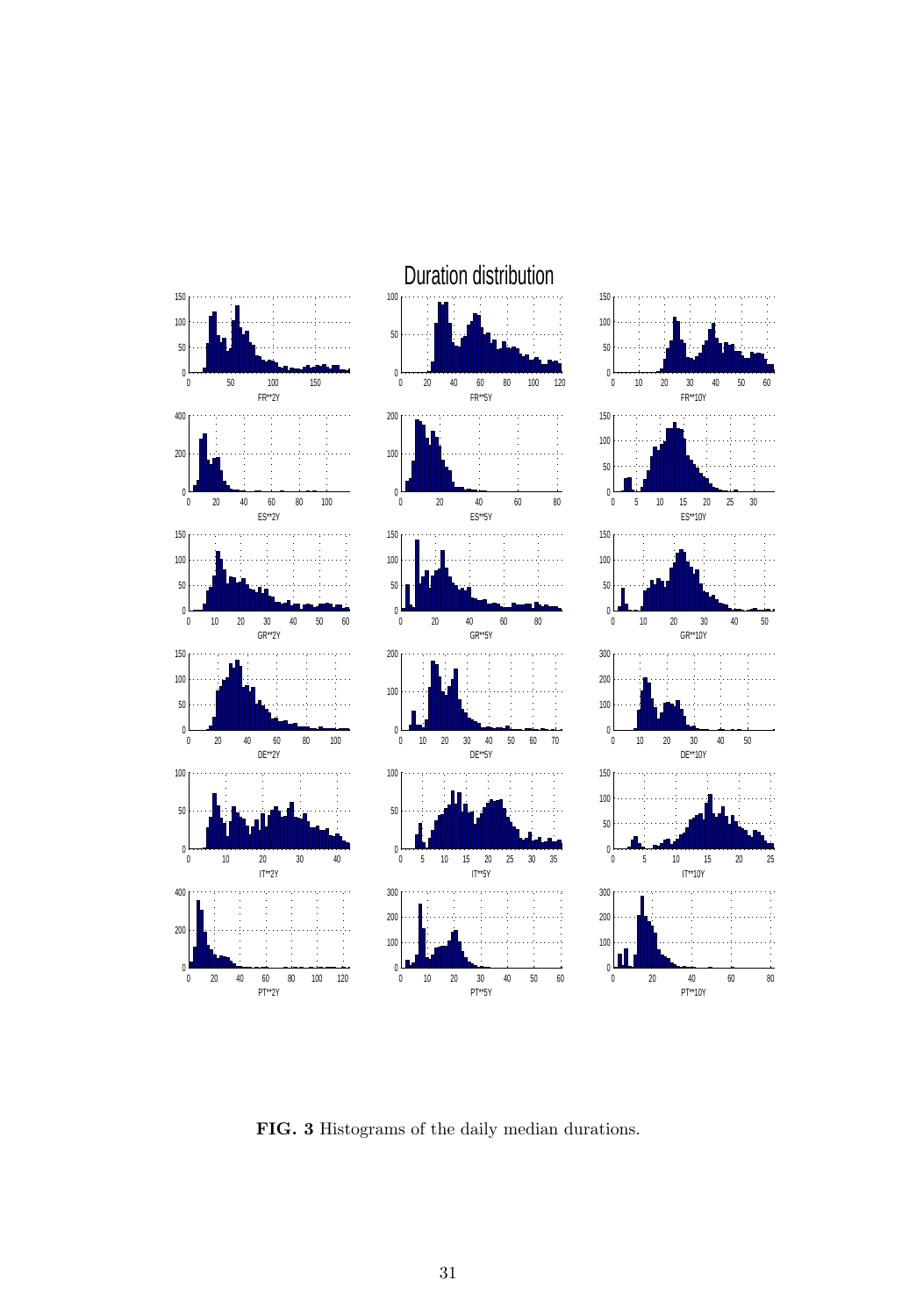Duration distribution

FR**2Y

FR**5Y

FR**10Y

ES**2Y

ES**5Y

ES**10Y

GR**2Y

GR**5Y

GR**10Y

DE**2Y

DE**5Y

DE**10Y

IT**2Y

IT**5Y

IT**10Y

PT**2Y

PT**5Y

PT**10Y

**FIG. 3** Histograms of the daily median durations.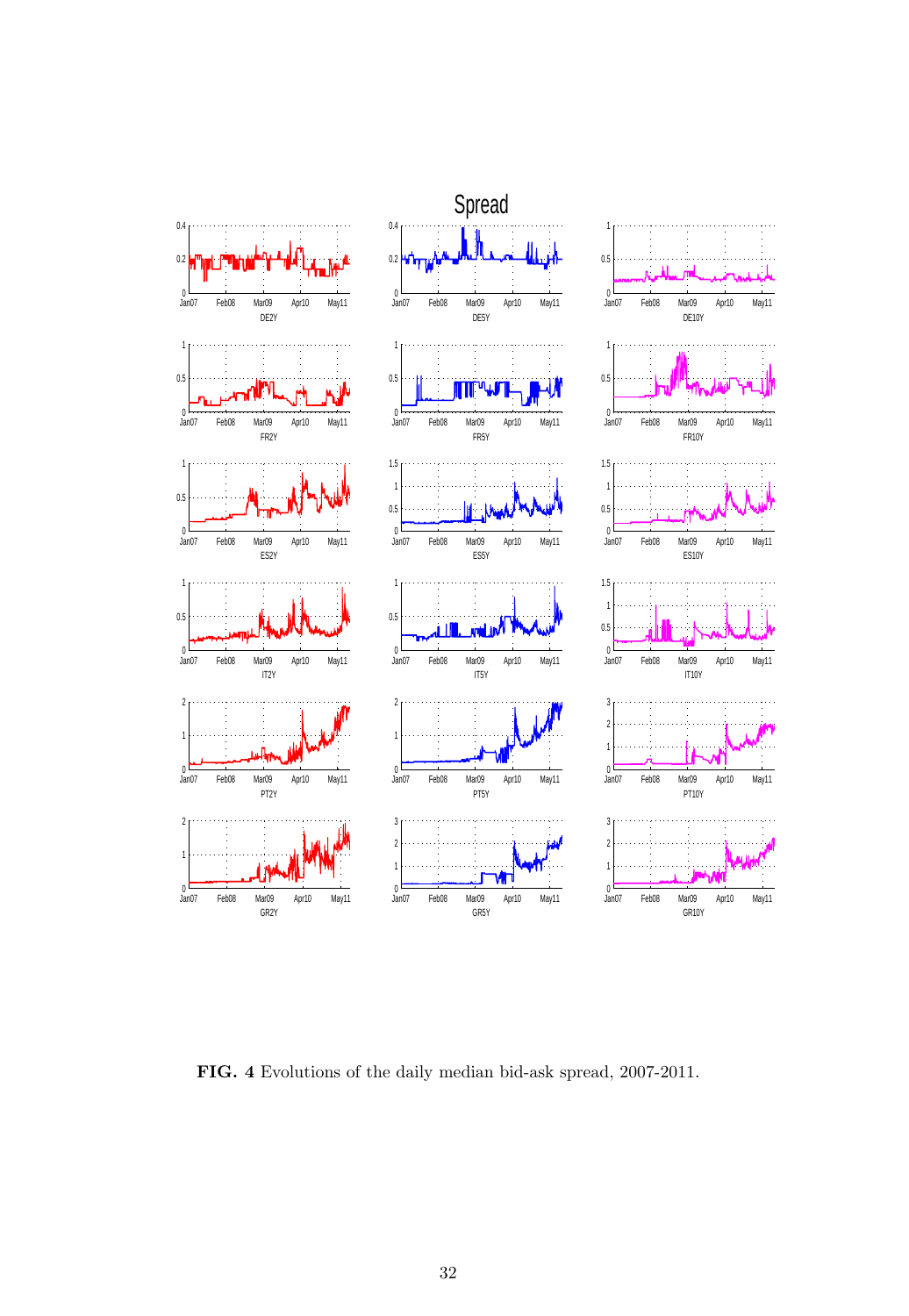Spread

0.4
0.2
0
Jan07 Feb08 Mar09 Apr10 May11
DE2Y

0.4
0.2
0
Jan07 Feb08 Mar09 Apr10 May11
DE5Y

1
0.5
0
Jan07 Feb08 Mar09 Apr10 May11
DE10Y

1
0.5
0
Jan07 Feb08 Mar09 Apr10 May11
FR2Y

1
0.5
0
Jan07 Feb08 Mar09 Apr10 May11
FR5Y

1
0.5
0
Jan07 Feb08 Mar09 Apr10 May11
FR10Y

1
0.5
0
Jan07 Feb08 Mar09 Apr10 May11
ES2Y

1.5
1
0.5
0
Jan07 Feb08 Mar09 Apr10 May11
ES5Y

1.5
1
0.5
0
Jan07 Feb08 Mar09 Apr10 May11
ES10Y

1
0.5
0
Jan07 Feb08 Mar09 Apr10 May11
IT2Y

1
0.5
0
Jan07 Feb08 Mar09 Apr10 May11
IT5Y

1.5
1
0.5
0
Jan07 Feb08 Mar09 Apr10 May11
IT10Y

2
1
0
Jan07 Feb08 Mar09 Apr10 May11
PT2Y

2
1
0
Jan07 Feb08 Mar09 Apr10 May11
PT5Y

3
2
1
0
Jan07 Feb08 Mar09 Apr10 May11
PT10Y

2
1
0
Jan07 Feb08 Mar09 Apr10 May11
GR2Y

3
2
1
0
Jan07 Feb08 Mar09 Apr10 May11
GR5Y

3
2
1
0
Jan07 Feb08 Mar09 Apr10 May11
GR10Y

**FIG. 4** Evolutions of the daily median bid-ask spread, 2007-2011.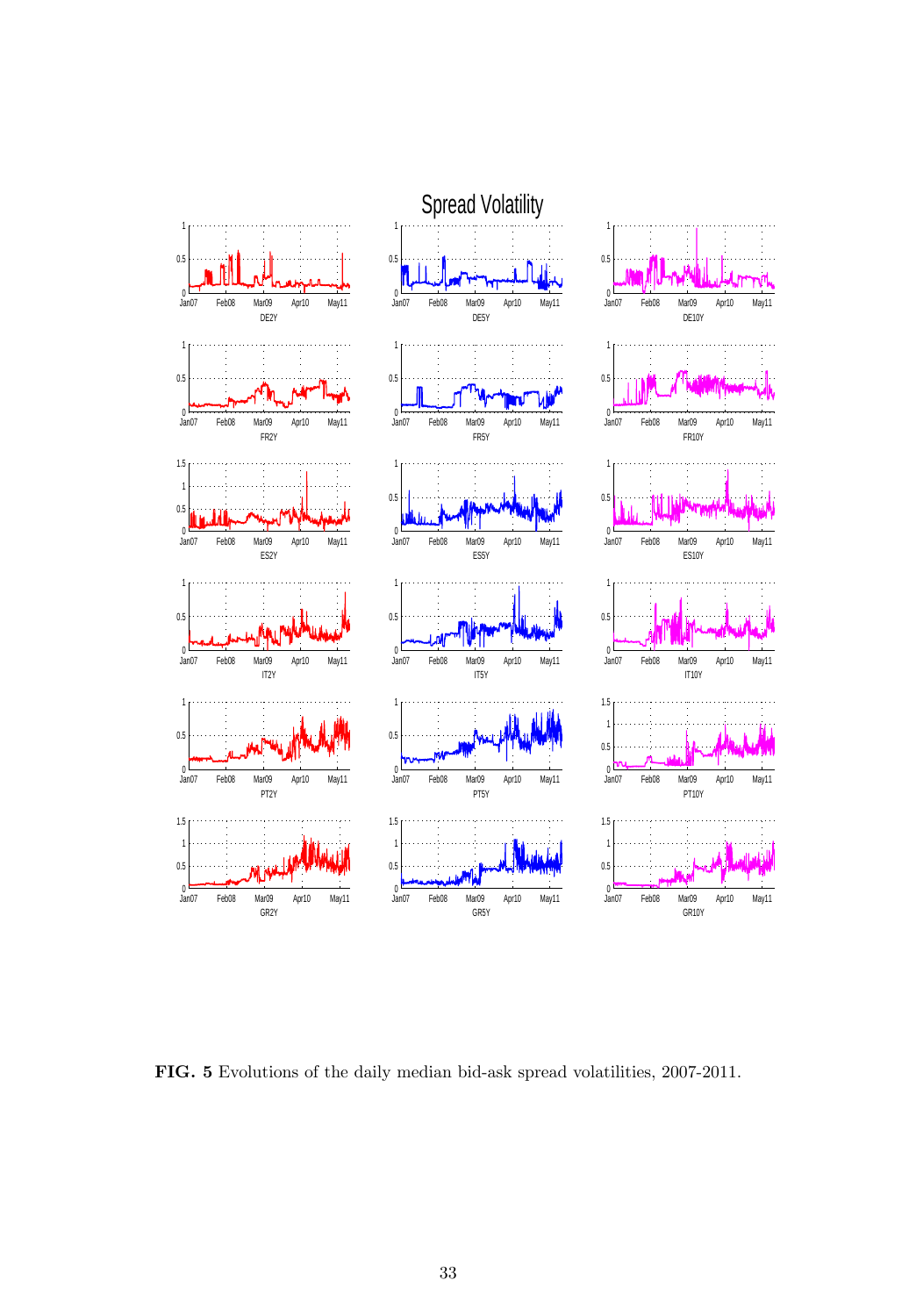**FIG. 5** Evolutions of the daily median bid-ask spread volatilities, 2007-2011.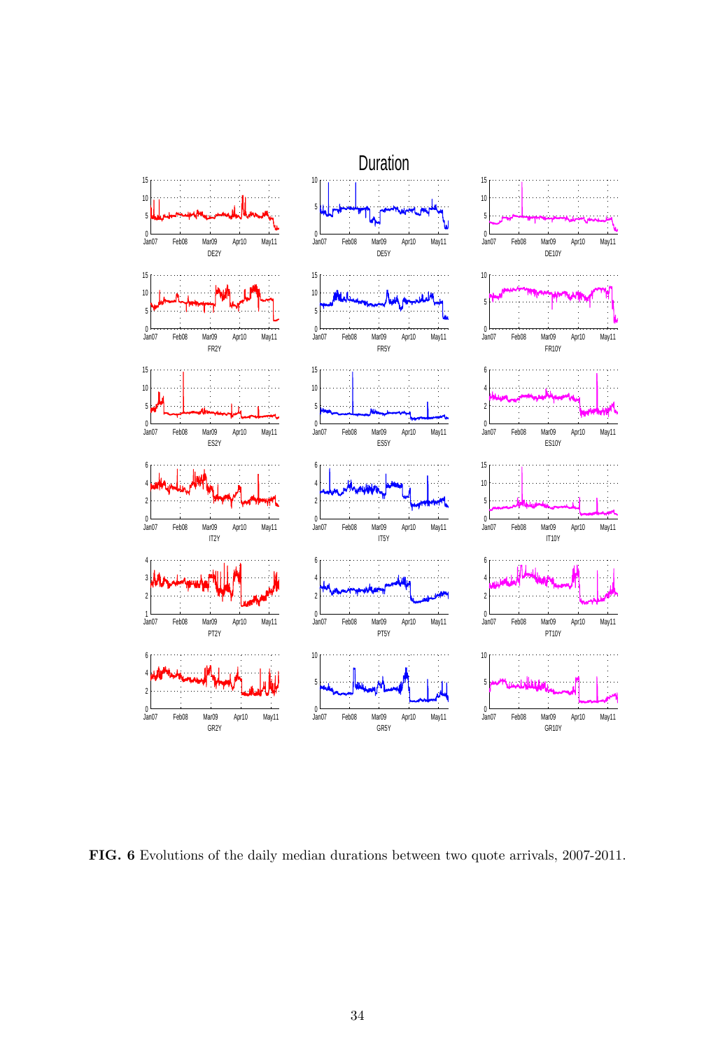Duration

15
10
5
0
Jan07 Feb08 Mar09 Apr10 May11
DE2Y

10
5
0
Jan07 Feb08 Mar09 Apr10 May11
DE5Y

15
10
5
0
Jan07 Feb08 Mar09 Apr10 May11
DE10Y

15
10
5
0
Jan07 Feb08 Mar09 Apr10 May11
FR2Y

15
10
5
0
Jan07 Feb08 Mar09 Apr10 May11
FR5Y

10
5
0
Jan07 Feb08 Mar09 Apr10 May11
FR10Y

15
10
5
0
Jan07 Feb08 Mar09 Apr10 May11
ES2Y

15
10
5
0
Jan07 Feb08 Mar09 Apr10 May11
ES5Y

6
4
2
0
Jan07 Feb08 Mar09 Apr10 May11
ES10Y

6
4
2
0
Jan07 Feb08 Mar09 Apr10 May11
IT2Y

6
4
2
0
Jan07 Feb08 Mar09 Apr10 May11
IT5Y

15
10
5
0
Jan07 Feb08 Mar09 Apr10 May11
IT10Y

4
3
2
1
Jan07 Feb08 Mar09 Apr10 May11
PT2Y

6
4
2
0
Jan07 Feb08 Mar09 Apr10 May11
PT5Y

6
4
2
0
Jan07 Feb08 Mar09 Apr10 May11
PT10Y

6
4
2
0
Jan07 Feb08 Mar09 Apr10 May11
GR2Y

10
5
0
Jan07 Feb08 Mar09 Apr10 May11
GR5Y

10
5
0
Jan07 Feb08 Mar09 Apr10 May11
GR10Y

**FIG. 6** Evolutions of the daily median durations between two quote arrivals, 2007-2011.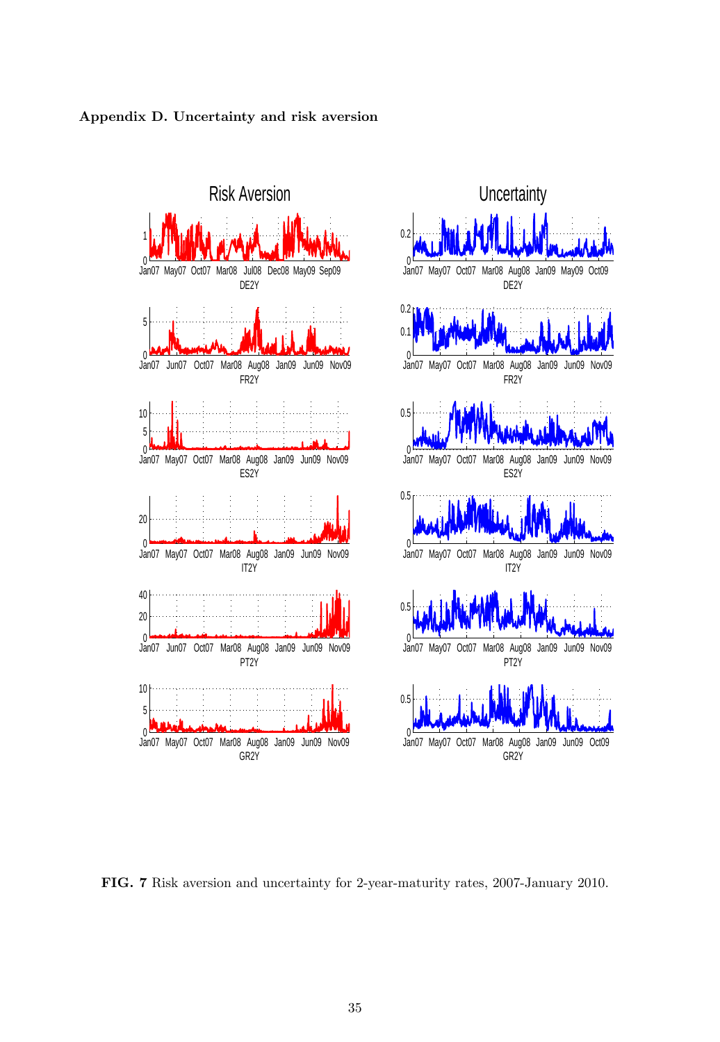## Appendix D. Uncertainty and risk aversion

Risk Aversion

1
0
Jan07 May07 Oct07 Mar08 Jul08 Dec08 May09 Sep09
DE2Y

5
0
Jan07 Jun07 Oct07 Mar08 Aug08 Jan09 Jun09 Nov09
FR2Y

10
5
0
Jan07 Jun07 Oct07 Mar08 Aug08 Jan09 Jun09 Nov09
ES2Y

20
0
Jan07 Jun07 Oct07 Mar08 Aug08 Jan09 Jun09 Nov09
IT2Y

40
20
0
Jan07 Jun07 Oct07 Mar08 Aug08 Jan09 Jun09 Nov09
PT2Y

10
5
0
Jan07 May07 Oct07 Mar08 Aug08 Jan09 Jun09 Nov09
GR2Y

Uncertainty

0.2
0
Jan07 May07 Oct07 Mar08 Aug08 Jan09 May09 Oct09
DE2Y

0.2
0.1
0
Jan07 May07 Oct07 Mar08 Aug08 Jan09 Jun09 Nov09
FR2Y

0.5
0
Jan07 May07 Oct07 Mar08 Aug08 Jan09 Jun09 Nov09
ES2Y

0.5
0
Jan07 May07 Oct07 Mar08 Aug08 Jan09 Jun09 Nov09
IT2Y

0.5
0
Jan07 May07 Oct07 Mar08 Aug08 Jan09 Jun09 Nov09
PT2Y

0.5
0
Jan07 May07 Oct07 Mar08 Aug08 Jan09 Jun09 Oct09
GR2Y

**FIG. 7** Risk aversion and uncertainty for 2-year-maturity rates, 2007-January 2010.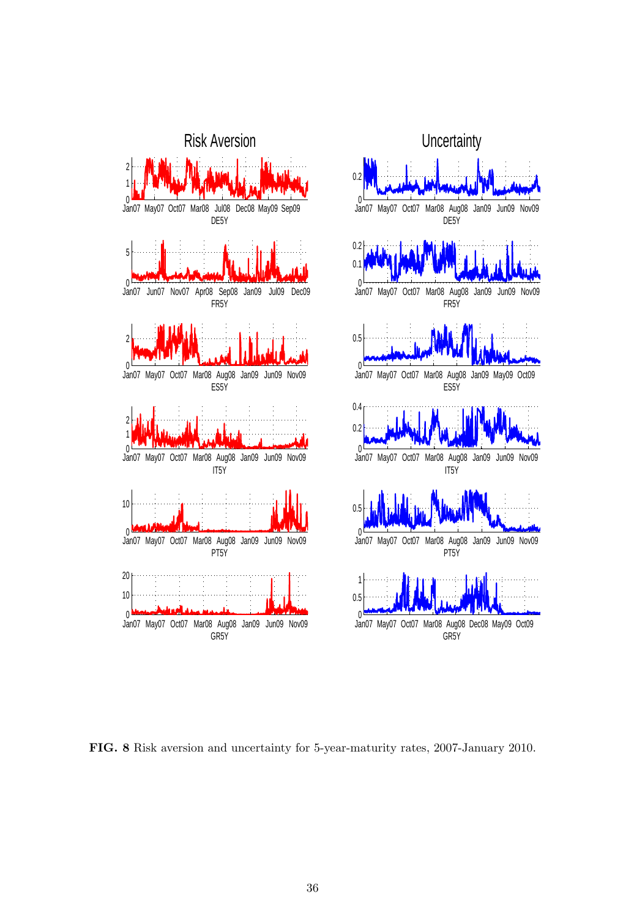Risk Aversion

2
1
0
Jan07 May07 Oct07 Mar08 Jul08 Dec08 May09 Sep09
DE5Y

5
0
Jan07 Jun07 Nov07 Apr08 Sep08 Jan09 Jul09 Dec09
FR5Y

2
0
Jan07 May07 Oct07 Mar08 Aug08 Jan09 Jun09 Nov09
ES5Y

2
1
0
Jan07 May07 Oct07 Mar08 Aug08 Jan09 Jun09 Nov09
IT5Y

10
0
Jan07 May07 Oct07 Mar08 Aug08 Jan09 Jun09 Nov09
PT5Y

20
10
0
Jan07 May07 Oct07 Mar08 Aug08 Jan09 Jun09 Nov09
GR5Y

Uncertainty

0.2
0
Jan07 May07 Oct07 Mar08 Aug08 Jan09 Jun09 Nov09
DE5Y

0.2
0.1
0
Jan07 May07 Oct07 Mar08 Aug08 Jan09 Jun09 Nov09
FR5Y

0.5
0
Jan07 May07 Oct07 Mar08 Aug08 Jan09 May09 Oct09
ES5Y

0.4
0.2
0
Jan07 May07 Oct07 Mar08 Aug08 Jan09 Jun09 Nov09
IT5Y

0.5
0
Jan07 May07 Oct07 Mar08 Aug08 Jan09 Jun09 Nov09
PT5Y

1
0.5
0
Jan07 May07 Oct07 Mar08 Aug08 Dec08 May09 Oct09
GR5Y

**FIG. 8** Risk aversion and uncertainty for 5-year-maturity rates, 2007-January 2010.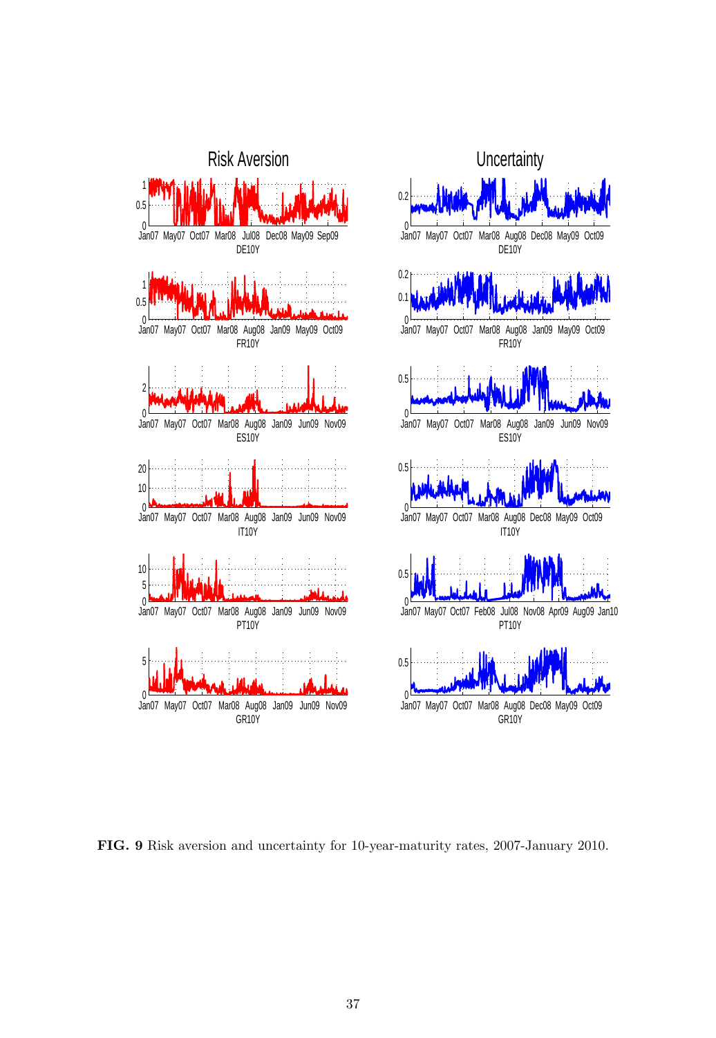Risk Aversion

1
0.5
0
Jan07 May07 Oct07 Mar08 Jul08 Dec08 May09 Sep09
DE10Y

1
0.5
0
Jan07 May07 Oct07 Mar08 Aug08 Jan09 May09 Oct09
FR10Y

2
0
Jan07 May07 Oct07 Mar08 Aug08 Jan09 Jun09 Nov09
ES10Y

20
10
0
Jan07 May07 Oct07 Mar08 Aug08 Jan09 Jun09 Nov09
IT10Y

10
5
0
Jan07 May07 Oct07 Mar08 Aug08 Jan09 Jun09 Nov09
PT10Y

5
0
Jan07 May07 Oct07 Mar08 Aug08 Jan09 Jun09 Nov09
GR10Y

Uncertainty

0.2
0
Jan07 May07 Oct07 Mar08 Aug08 Dec08 May09 Oct09
DE10Y

0.2
0.1
0
Jan07 May07 Oct07 Mar08 Aug08 Jan09 May09 Oct09
FR10Y

0.5
0
Jan07 May07 Oct07 Mar08 Aug08 Jan09 Jun09 Nov09
ES10Y

0.5
0
Jan07 May07 Oct07 Mar08 Aug08 Dec08 May09 Oct09
IT10Y

0.5
0
Jan07 May07 Oct07 Feb08 Jul08 Nov08 Apr09 Aug09 Jan10
PT10Y

0.5
0
Jan07 May07 Oct07 Mar08 Aug08 Dec08 May09 Oct09
GR10Y

**FIG. 9** Risk aversion and uncertainty for 10-year-maturity rates, 2007-January 2010.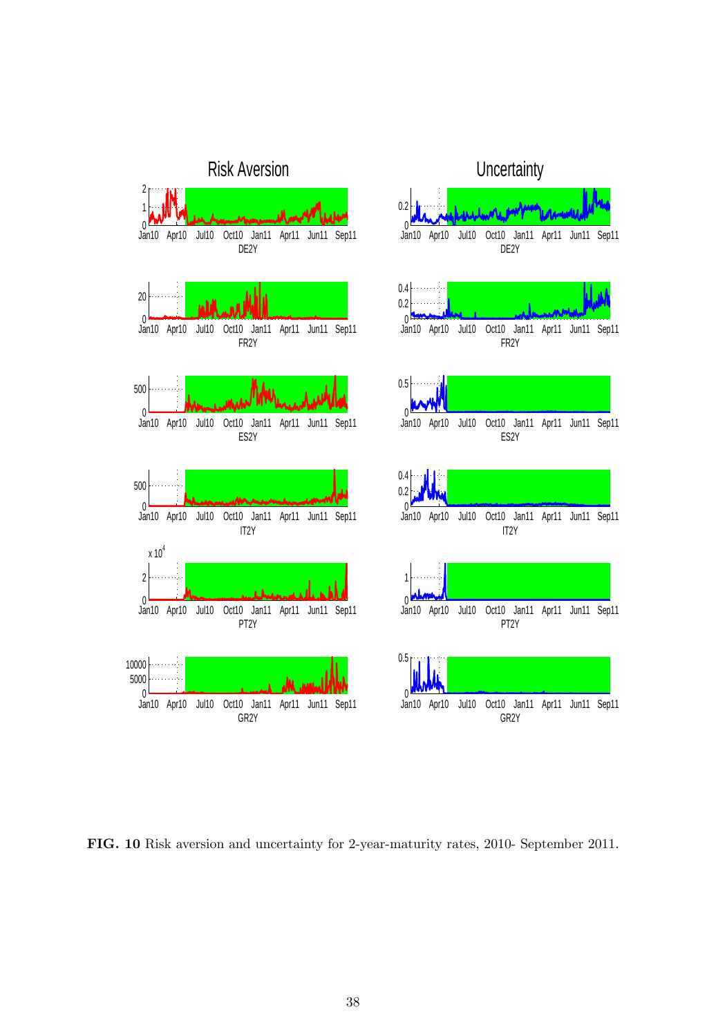Risk Aversion

Uncertainty

2
1
0
Jan10 Apr10 Jul10 Oct10 Jan11 Apr11 Jun11 Sep11
DE2Y

0.2
0
Jan10 Apr10 Jul10 Oct10 Jan11 Apr11 Jun11 Sep11
DE2Y

20
0
Jan10 Apr10 Jul10 Oct10 Jan11 Apr11 Jun11 Sep11
FR2Y

0.4
0.2
0
Jan10 Apr10 Jul10 Oct10 Jan11 Apr11 Jun11 Sep11
FR2Y

500
0
Jan10 Apr10 Jul10 Oct10 Jan11 Apr11 Jun11 Sep11
ES2Y

0.5
0
Jan10 Apr10 Jul10 Oct10 Jan11 Apr11 Jun11 Sep11
ES2Y

500
0
Jan10 Apr10 Jul10 Oct10 Jan11 Apr11 Jun11 Sep11
IT2Y

0.4
0.2
0
Jan10 Apr10 Jul10 Oct10 Jan11 Apr11 Jun11 Sep11
IT2Y

x 10^4
2
0
Jan10 Apr10 Jul10 Oct10 Jan11 Apr11 Jun11 Sep11
PT2Y

1
0
Jan10 Apr10 Jul10 Oct10 Jan11 Apr11 Jun11 Sep11
PT2Y

10000
5000
0
Jan10 Apr10 Jul10 Oct10 Jan11 Apr11 Jun11 Sep11
GR2Y

0.5
0
Jan10 Apr10 Jul10 Oct10 Jan11 Apr11 Jun11 Sep11
GR2Y

**FIG. 10** Risk aversion and uncertainty for 2-year-maturity rates, 2010- September 2011.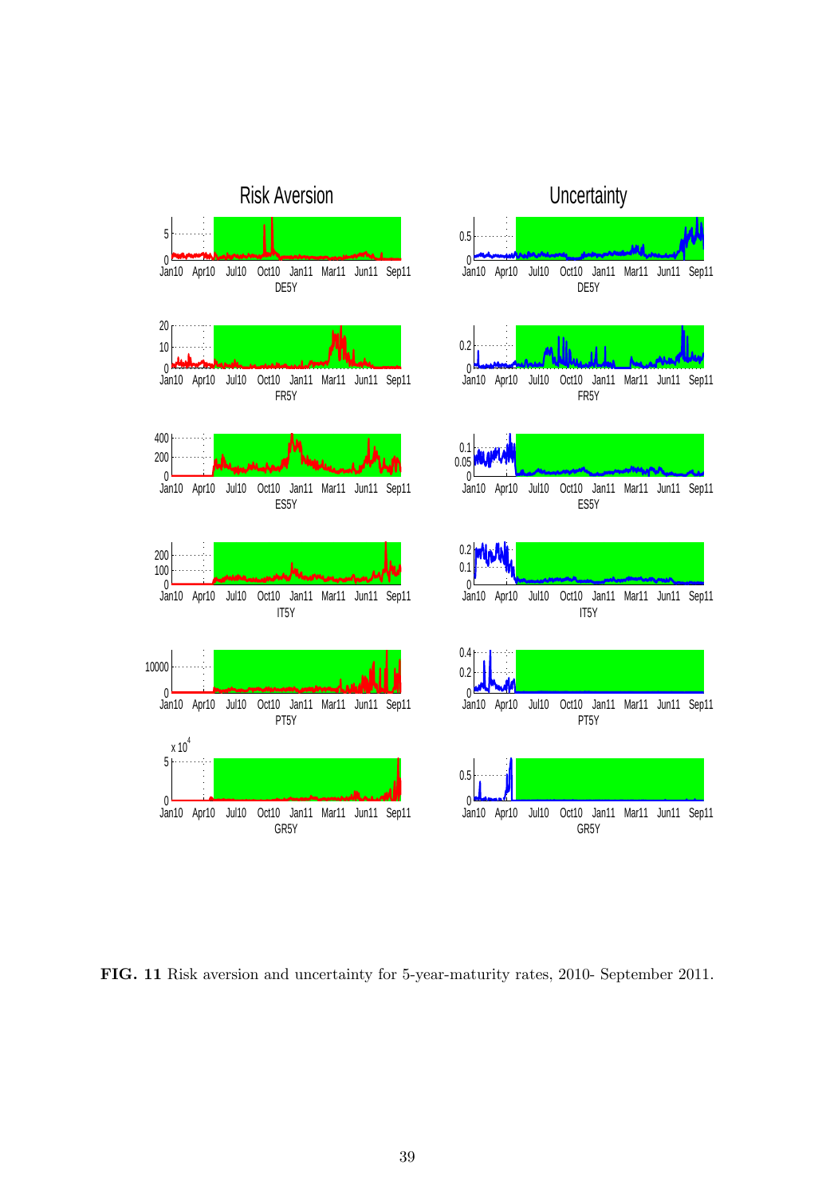Risk Aversion

Uncertainty

5
0
Jan10 Apr10 Jul10 Oct10 Jan11 Mar11 Jun11 Sep11
DE5Y

0.5
0
Jan10 Apr10 Jul10 Oct10 Jan11 Mar11 Jun11 Sep11
DE5Y

20
10
0
Jan10 Apr10 Jul10 Oct10 Jan11 Mar11 Jun11 Sep11
FR5Y

0.2
0
Jan10 Apr10 Jul10 Oct10 Jan11 Mar11 Jun11 Sep11
FR5Y

400
200
0
Jan10 Apr10 Jul10 Oct10 Jan11 Mar11 Jun11 Sep11
ES5Y

0.1
0.05
0
Jan10 Apr10 Jul10 Oct10 Jan11 Mar11 Jun11 Sep11
ES5Y

200
100
0
Jan10 Apr10 Jul10 Oct10 Jan11 Mar11 Jun11 Sep11
IT5Y

0.2
0.1
0
Jan10 Apr10 Jul10 Oct10 Jan11 Mar11 Jun11 Sep11
IT5Y

10000
0
Jan10 Apr10 Jul10 Oct10 Jan11 Mar11 Jun11 Sep11
PT5Y

0.4
0.2
0
Jan10 Apr10 Jul10 Oct10 Jan11 Mar11 Jun11 Sep11
PT5Y

x 10^4
5
0
Jan10 Apr10 Jul10 Oct10 Jan11 Mar11 Jun11 Sep11
GR5Y

0.5
0
Jan10 Apr10 Jul10 Oct10 Jan11 Mar11 Jun11 Sep11
GR5Y

**FIG. 11** Risk aversion and uncertainty for 5-year-maturity rates, 2010- September 2011.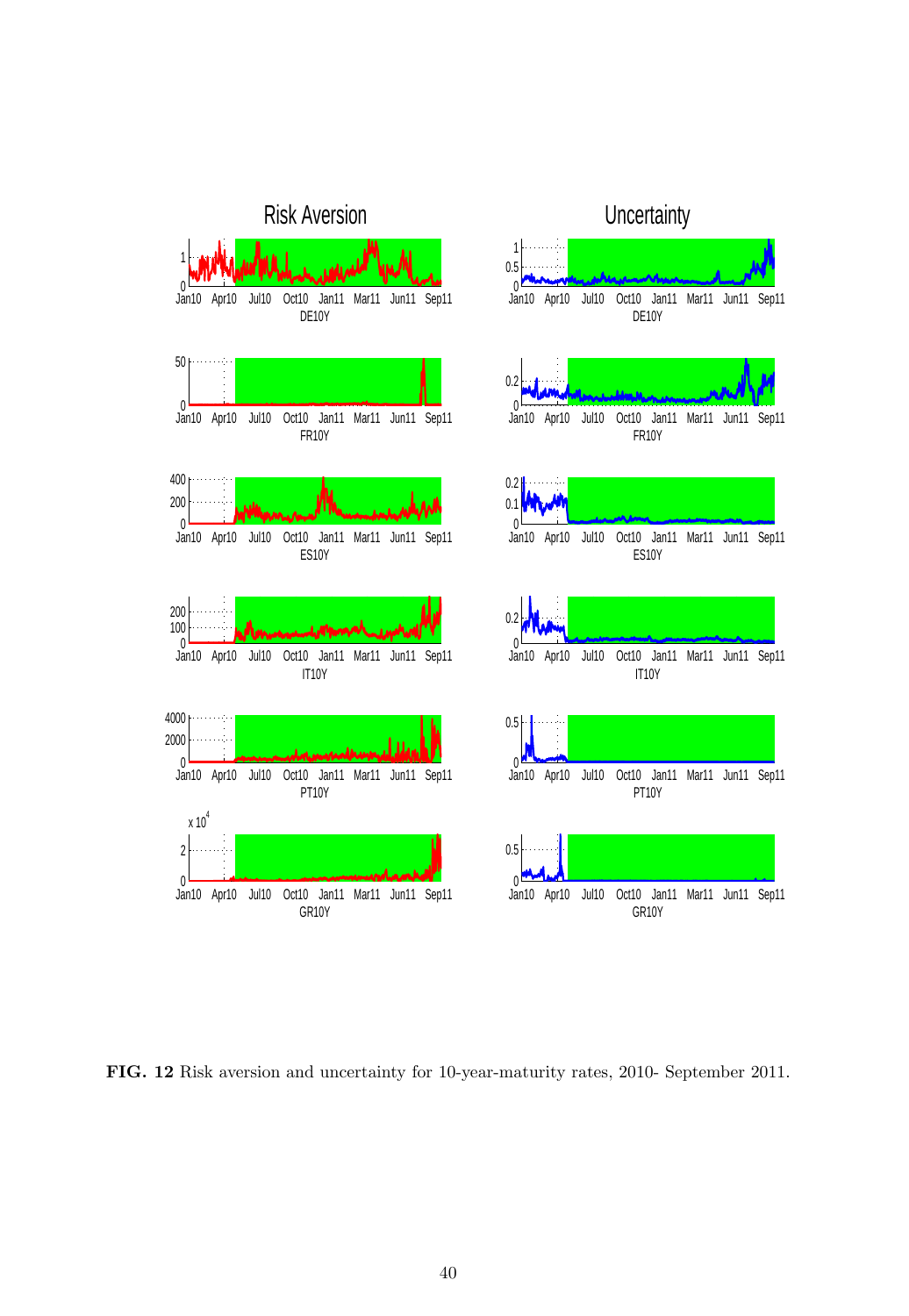Risk Aversion

Uncertainty

1
0
Jan10 Apr10 Jul10 Oct10 Jan11 Mar11 Jun11 Sep11
DE10Y

1
0.5
0
Jan10 Apr10 Jul10 Oct10 Jan11 Mar11 Jun11 Sep11
DE10Y

50
0
Jan10 Apr10 Jul10 Oct10 Jan11 Mar11 Jun11 Sep11
FR10Y

0.2
0
Jan10 Apr10 Jul10 Oct10 Jan11 Mar11 Jun11 Sep11
FR10Y

400
200
0
Jan10 Apr10 Jul10 Oct10 Jan11 Mar11 Jun11 Sep11
ES10Y

0.2
0.1
0
Jan10 Apr10 Jul10 Oct10 Jan11 Mar11 Jun11 Sep11
ES10Y

200
100
0
Jan10 Apr10 Jul10 Oct10 Jan11 Mar11 Jun11 Sep11
IT10Y

0.2
0
Jan10 Apr10 Jul10 Oct10 Jan11 Mar11 Jun11 Sep11
IT10Y

4000
2000
0
Jan10 Apr10 Jul10 Oct10 Jan11 Mar11 Jun11 Sep11
PT10Y

0.5
0
Jan10 Apr10 Jul10 Oct10 Jan11 Mar11 Jun11 Sep11
PT10Y

x 10^4
2
0
Jan10 Apr10 Jul10 Oct10 Jan11 Mar11 Jun11 Sep11
GR10Y

0.5
0
Jan10 Apr10 Jul10 Oct10 Jan11 Mar11 Jun11 Sep11
GR10Y

**FIG. 12** Risk aversion and uncertainty for 10-year-maturity rates, 2010- September 2011.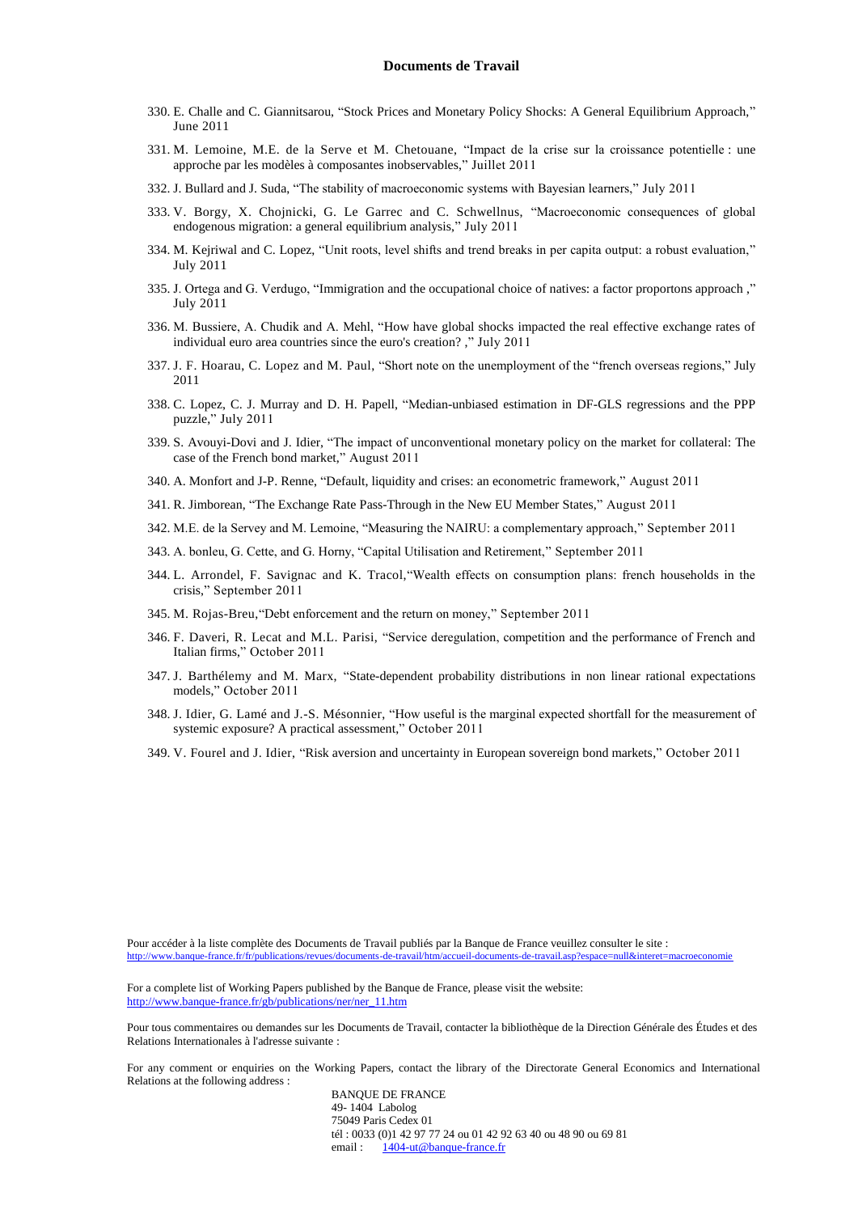# Documents de Travail

330. E. Challe and C. Giannitsarou, "Stock Prices and Monetary Policy Shocks: A General Equilibrium Approach," June 2011

331. M. Lemoine, M.E. de la Serve et M. Chetouane, "Impact de la crise sur la croissance potentielle : une approche par les modèles à composantes inobservables," Juillet 2011

332. J. Bullard and J. Suda, "The stability of macroeconomic systems with Bayesian learners," July 2011

333. V. Borgy, X. Chojnicki, G. Le Garrec and C. Schwellnus, "Macroeconomic consequences of global endogenous migration: a general equilibrium analysis," July 2011

334. M. Kejriwal and C. Lopez, "Unit roots, level shifts and trend breaks in per capita output: a robust evaluation," July 2011

335. J. Ortega and G. Verdugo, "Immigration and the occupational choice of natives: a factor proportons approach ," July 2011

336. M. Bussiere, A. Chudik and A. Mehl, "How have global shocks impacted the real effective exchange rates of individual euro area countries since the euro's creation? ," July 2011

337. J. F. Hoarau, C. Lopez and M. Paul, "Short note on the unemployment of the "french overseas regions," July 2011

338. C. Lopez, C. J. Murray and D. H. Papell, "Median-unbiased estimation in DF-GLS regressions and the PPP puzzle," July 2011

339. S. Avouyi-Dovi and J. Idier, "The impact of unconventional monetary policy on the market for collateral: The case of the French bond market," August 2011

340. A. Monfort and J-P. Renne, "Default, liquidity and crises: an econometric framework," August 2011

341. R. Jimborean, "The Exchange Rate Pass-Through in the New EU Member States," August 2011

342. M.E. de la Servey and M. Lemoine, "Measuring the NAIRU: a complementary approach," September 2011

343. A. bonleu, G. Cette, and G. Horny, "Capital Utilisation and Retirement," September 2011

344. L. Arrondel, F. Savignac and K. Tracol,"Wealth effects on consumption plans: french households in the crisis," September 2011

345. M. Rojas-Breu,"Debt enforcement and the return on money," September 2011

346. F. Daveri, R. Lecat and M.L. Parisi, "Service deregulation, competition and the performance of French and Italian firms," October 2011

347. J. Barthélemy and M. Marx, "State-dependent probability distributions in non linear rational expectations models," October 2011

348. J. Idier, G. Lamé and J.-S. Mésonnier, "How useful is the marginal expected shortfall for the measurement of systemic exposure? A practical assessment," October 2011

349. V. Fourel and J. Idier, "Risk aversion and uncertainty in European sovereign bond markets," October 2011

Pour accéder à la liste complète des Documents de Travail publiés par la Banque de France veuillez consulter le site :
http://www.banque-france.fr/fr/publications/revues/documents-de-travail/htm/accueil-documents-de-travail.asp?espace=null&interet=macroeconomie

For a complete list of Working Papers published by the Banque de France, please visit the website:
http://www.banque-france.fr/gb/publications/ner/ner_11.htm

Pour tous commentaires ou demandes sur les Documents de Travail, contacter la bibliothèque de la Direction Générale des Études et des Relations Internationales à l'adresse suivante :

For any comment or enquiries on the Working Papers, contact the library of the Directorate General Economics and International Relations at the following address :

BANQUE DE FRANCE
49- 1404 Labolog
75049 Paris Cedex 01
tél : 0033 (0)1 42 97 77 24 ou 01 42 92 63 40 ou 48 90 ou 69 81
email : 1404-ut@banque-france.fr